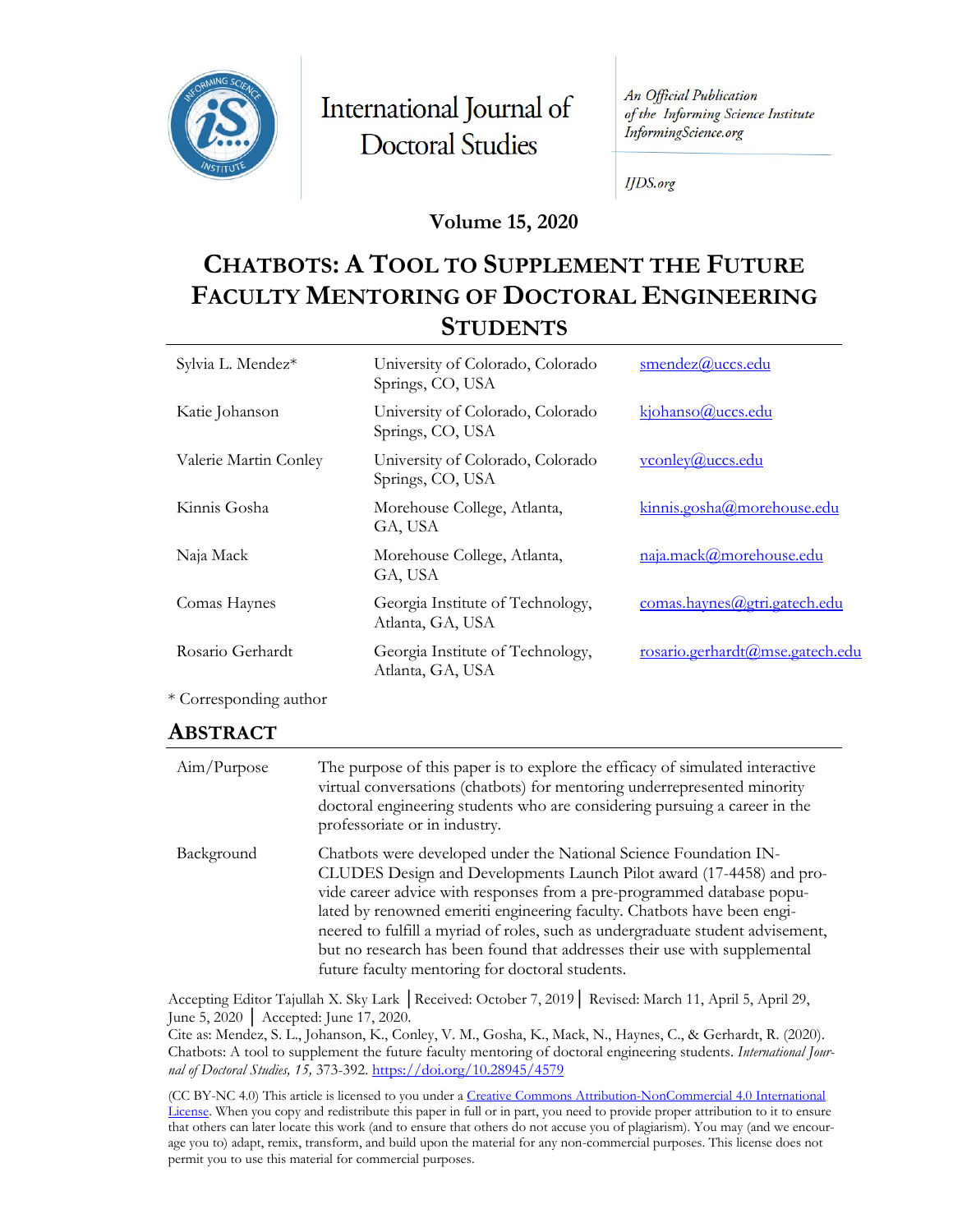International Journal of Doctoral Studies

*An Official Publication of the Informing Science Institute*
*InformingScience.org*

*IJDS.org*

**Volume 15, 2020**

# CHATBOTS: A TOOL TO SUPPLEMENT THE FUTURE FACULTY MENTORING OF DOCTORAL ENGINEERING STUDENTS

| | | |
|---|---|---|
| Sylvia L. Mendez* | University of Colorado, Colorado Springs, CO, USA | smendez@uccs.edu |
| Katie Johanson | University of Colorado, Colorado Springs, CO, USA | kjohanso@uccs.edu |
| Valerie Martin Conley | University of Colorado, Colorado Springs, CO, USA | vconley@uccs.edu |
| Kinnis Gosha | Morehouse College, Atlanta, GA, USA | kinnis.gosha@morehouse.edu |
| Naja Mack | Morehouse College, Atlanta, GA, USA | naja.mack@morehouse.edu |
| Comas Haynes | Georgia Institute of Technology, Atlanta, GA, USA | comas.haynes@gtri.gatech.edu |
| Rosario Gerhardt | Georgia Institute of Technology, Atlanta, GA, USA | rosario.gerhardt@mse.gatech.edu |

\* Corresponding author

## ABSTRACT

| | |
|---|---|
| Aim/Purpose | The purpose of this paper is to explore the efficacy of simulated interactive virtual conversations (chatbots) for mentoring underrepresented minority doctoral engineering students who are considering pursuing a career in the professoriate or in industry. |
| Background | Chatbots were developed under the National Science Foundation INCLUDES Design and Developments Launch Pilot award (17-4458) and provide career advice with responses from a pre-programmed database populated by renowned emeriti engineering faculty. Chatbots have been engineered to fulfill a myriad of roles, such as undergraduate student advisement, but no research has been found that addresses their use with supplemental future faculty mentoring for doctoral students. |

Accepting Editor Tajullah X. Sky Lark │Received: October 7, 2019│ Revised: March 11, April 5, April 29, June 5, 2020 │ Accepted: June 17, 2020.
Cite as: Mendez, S. L., Johanson, K., Conley, V. M., Gosha, K., Mack, N., Haynes, C., & Gerhardt, R. (2020). Chatbots: A tool to supplement the future faculty mentoring of doctoral engineering students. *International Journal of Doctoral Studies, 15,* 373-392. https://doi.org/10.28945/4579

(CC BY-NC 4.0) This article is licensed to you under a Creative Commons Attribution-NonCommercial 4.0 International License. When you copy and redistribute this paper in full or in part, you need to provide proper attribution to it to ensure that others can later locate this work (and to ensure that others do not accuse you of plagiarism). You may (and we encourage you to) adapt, remix, transform, and build upon the material for any non-commercial purposes. This license does not permit you to use this material for commercial purposes.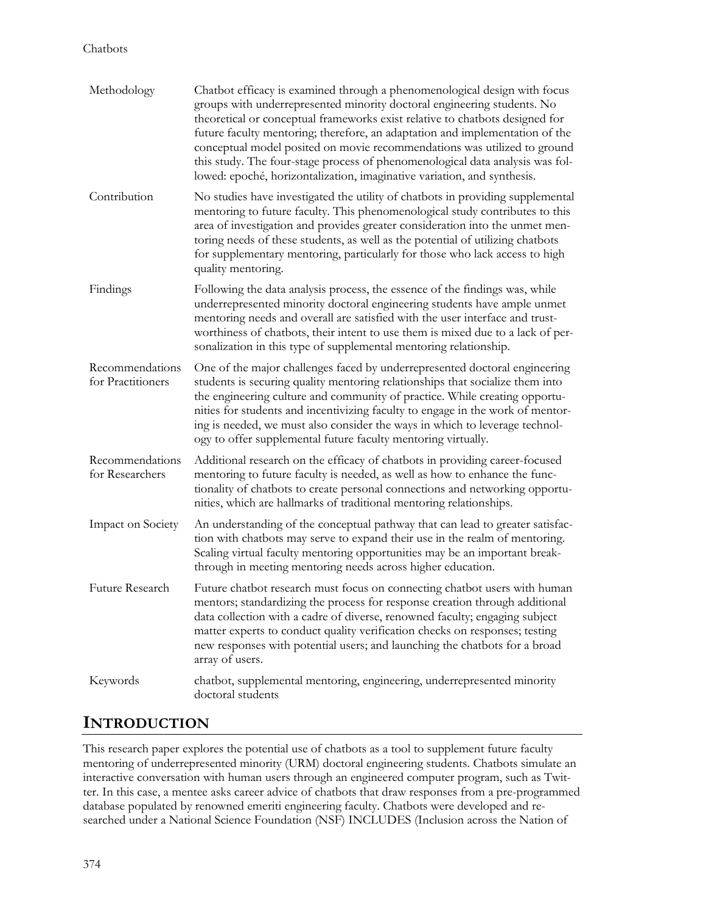| | |
|---|---|
| Methodology | Chatbot efficacy is examined through a phenomenological design with focus groups with underrepresented minority doctoral engineering students. No theoretical or conceptual frameworks exist relative to chatbots designed for future faculty mentoring; therefore, an adaptation and implementation of the conceptual model posited on movie recommendations was utilized to ground this study. The four-stage process of phenomenological data analysis was followed: epoché, horizontalization, imaginative variation, and synthesis. |
| Contribution | No studies have investigated the utility of chatbots in providing supplemental mentoring to future faculty. This phenomenological study contributes to this area of investigation and provides greater consideration into the unmet mentoring needs of these students, as well as the potential of utilizing chatbots for supplementary mentoring, particularly for those who lack access to high quality mentoring. |
| Findings | Following the data analysis process, the essence of the findings was, while underrepresented minority doctoral engineering students have ample unmet mentoring needs and overall are satisfied with the user interface and trustworthiness of chatbots, their intent to use them is mixed due to a lack of personalization in this type of supplemental mentoring relationship. |
| Recommendations for Practitioners | One of the major challenges faced by underrepresented doctoral engineering students is securing quality mentoring relationships that socialize them into the engineering culture and community of practice. While creating opportunities for students and incentivizing faculty to engage in the work of mentoring is needed, we must also consider the ways in which to leverage technology to offer supplemental future faculty mentoring virtually. |
| Recommendations for Researchers | Additional research on the efficacy of chatbots in providing career-focused mentoring to future faculty is needed, as well as how to enhance the functionality of chatbots to create personal connections and networking opportunities, which are hallmarks of traditional mentoring relationships. |
| Impact on Society | An understanding of the conceptual pathway that can lead to greater satisfaction with chatbots may serve to expand their use in the realm of mentoring. Scaling virtual faculty mentoring opportunities may be an important breakthrough in meeting mentoring needs across higher education. |
| Future Research | Future chatbot research must focus on connecting chatbot users with human mentors; standardizing the process for response creation through additional data collection with a cadre of diverse, renowned faculty; engaging subject matter experts to conduct quality verification checks on responses; testing new responses with potential users; and launching the chatbots for a broad array of users. |
| Keywords | chatbot, supplemental mentoring, engineering, underrepresented minority doctoral students |

## INTRODUCTION

This research paper explores the potential use of chatbots as a tool to supplement future faculty mentoring of underrepresented minority (URM) doctoral engineering students. Chatbots simulate an interactive conversation with human users through an engineered computer program, such as Twitter. In this case, a mentee asks career advice of chatbots that draw responses from a pre-programmed database populated by renowned emeriti engineering faculty. Chatbots were developed and researched under a National Science Foundation (NSF) INCLUDES (Inclusion across the Nation of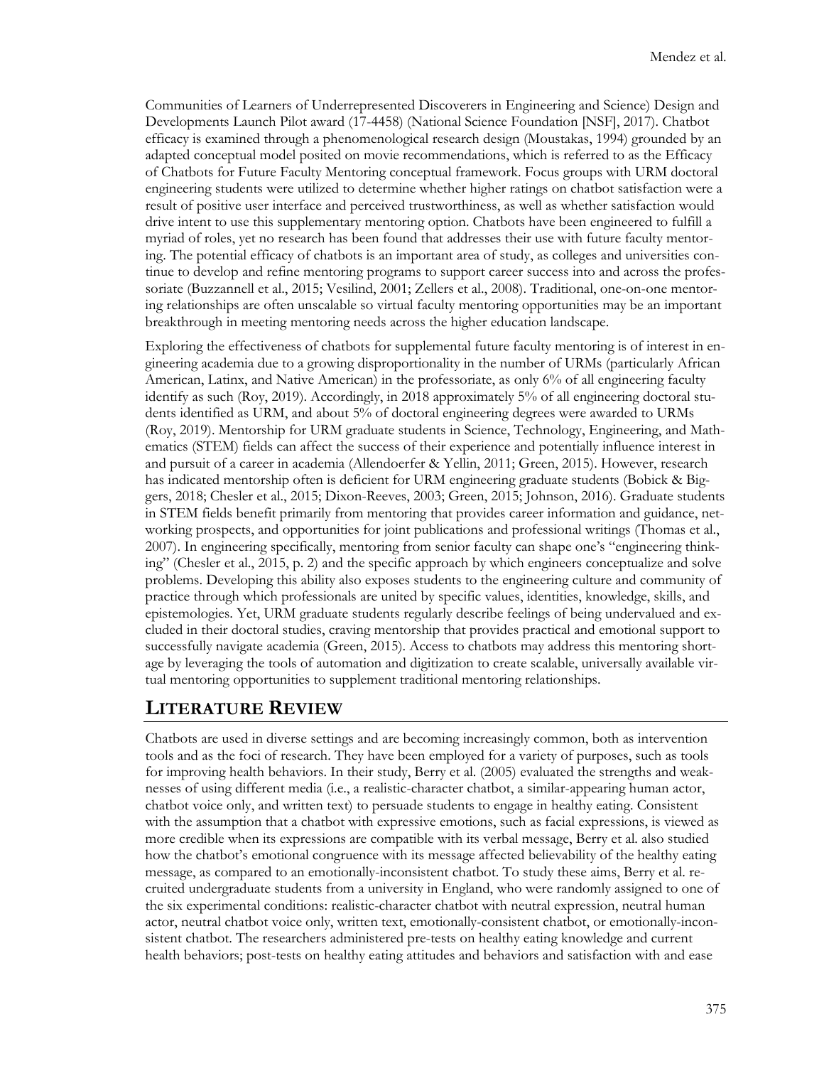Communities of Learners of Underrepresented Discoverers in Engineering and Science) Design and Developments Launch Pilot award (17-4458) (National Science Foundation [NSF], 2017). Chatbot efficacy is examined through a phenomenological research design (Moustakas, 1994) grounded by an adapted conceptual model posited on movie recommendations, which is referred to as the Efficacy of Chatbots for Future Faculty Mentoring conceptual framework. Focus groups with URM doctoral engineering students were utilized to determine whether higher ratings on chatbot satisfaction were a result of positive user interface and perceived trustworthiness, as well as whether satisfaction would drive intent to use this supplementary mentoring option. Chatbots have been engineered to fulfill a myriad of roles, yet no research has been found that addresses their use with future faculty mentoring. The potential efficacy of chatbots is an important area of study, as colleges and universities continue to develop and refine mentoring programs to support career success into and across the professoriate (Buzzannell et al., 2015; Vesilind, 2001; Zellers et al., 2008). Traditional, one-on-one mentoring relationships are often unscalable so virtual faculty mentoring opportunities may be an important breakthrough in meeting mentoring needs across the higher education landscape.

Exploring the effectiveness of chatbots for supplemental future faculty mentoring is of interest in engineering academia due to a growing disproportionality in the number of URMs (particularly African American, Latinx, and Native American) in the professoriate, as only 6% of all engineering faculty identify as such (Roy, 2019). Accordingly, in 2018 approximately 5% of all engineering doctoral students identified as URM, and about 5% of doctoral engineering degrees were awarded to URMs (Roy, 2019). Mentorship for URM graduate students in Science, Technology, Engineering, and Mathematics (STEM) fields can affect the success of their experience and potentially influence interest in and pursuit of a career in academia (Allendoerfer & Yellin, 2011; Green, 2015). However, research has indicated mentorship often is deficient for URM engineering graduate students (Bobick & Biggers, 2018; Chesler et al., 2015; Dixon-Reeves, 2003; Green, 2015; Johnson, 2016). Graduate students in STEM fields benefit primarily from mentoring that provides career information and guidance, networking prospects, and opportunities for joint publications and professional writings (Thomas et al., 2007). In engineering specifically, mentoring from senior faculty can shape one's "engineering thinking" (Chesler et al., 2015, p. 2) and the specific approach by which engineers conceptualize and solve problems. Developing this ability also exposes students to the engineering culture and community of practice through which professionals are united by specific values, identities, knowledge, skills, and epistemologies. Yet, URM graduate students regularly describe feelings of being undervalued and excluded in their doctoral studies, craving mentorship that provides practical and emotional support to successfully navigate academia (Green, 2015). Access to chatbots may address this mentoring shortage by leveraging the tools of automation and digitization to create scalable, universally available virtual mentoring opportunities to supplement traditional mentoring relationships.

## LITERATURE REVIEW

Chatbots are used in diverse settings and are becoming increasingly common, both as intervention tools and as the foci of research. They have been employed for a variety of purposes, such as tools for improving health behaviors. In their study, Berry et al. (2005) evaluated the strengths and weaknesses of using different media (i.e., a realistic-character chatbot, a similar-appearing human actor, chatbot voice only, and written text) to persuade students to engage in healthy eating. Consistent with the assumption that a chatbot with expressive emotions, such as facial expressions, is viewed as more credible when its expressions are compatible with its verbal message, Berry et al. also studied how the chatbot's emotional congruence with its message affected believability of the healthy eating message, as compared to an emotionally-inconsistent chatbot. To study these aims, Berry et al. recruited undergraduate students from a university in England, who were randomly assigned to one of the six experimental conditions: realistic-character chatbot with neutral expression, neutral human actor, neutral chatbot voice only, written text, emotionally-consistent chatbot, or emotionally-inconsistent chatbot. The researchers administered pre-tests on healthy eating knowledge and current health behaviors; post-tests on healthy eating attitudes and behaviors and satisfaction with and ease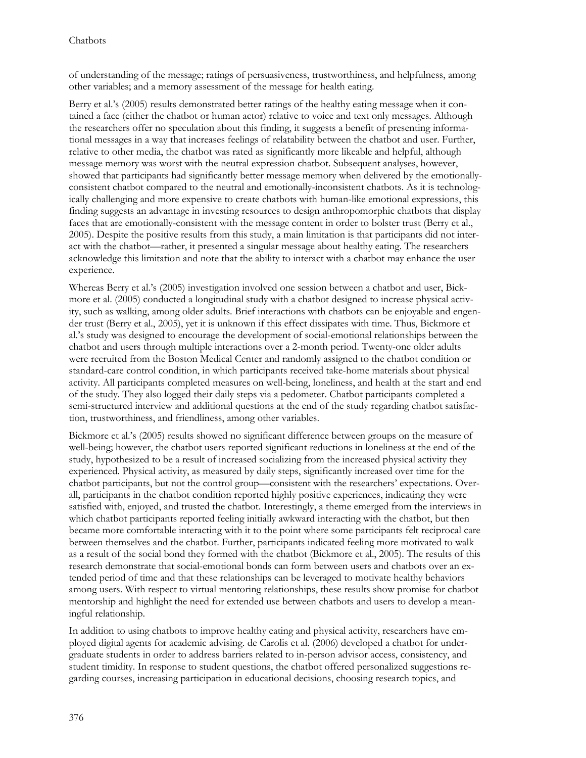of understanding of the message; ratings of persuasiveness, trustworthiness, and helpfulness, among other variables; and a memory assessment of the message for health eating.

Berry et al.'s (2005) results demonstrated better ratings of the healthy eating message when it contained a face (either the chatbot or human actor) relative to voice and text only messages. Although the researchers offer no speculation about this finding, it suggests a benefit of presenting informational messages in a way that increases feelings of relatability between the chatbot and user. Further, relative to other media, the chatbot was rated as significantly more likeable and helpful, although message memory was worst with the neutral expression chatbot. Subsequent analyses, however, showed that participants had significantly better message memory when delivered by the emotionally-consistent chatbot compared to the neutral and emotionally-inconsistent chatbots. As it is technologically challenging and more expensive to create chatbots with human-like emotional expressions, this finding suggests an advantage in investing resources to design anthropomorphic chatbots that display faces that are emotionally-consistent with the message content in order to bolster trust (Berry et al., 2005). Despite the positive results from this study, a main limitation is that participants did not interact with the chatbot—rather, it presented a singular message about healthy eating. The researchers acknowledge this limitation and note that the ability to interact with a chatbot may enhance the user experience.

Whereas Berry et al.'s (2005) investigation involved one session between a chatbot and user, Bickmore et al. (2005) conducted a longitudinal study with a chatbot designed to increase physical activity, such as walking, among older adults. Brief interactions with chatbots can be enjoyable and engender trust (Berry et al., 2005), yet it is unknown if this effect dissipates with time. Thus, Bickmore et al.'s study was designed to encourage the development of social-emotional relationships between the chatbot and users through multiple interactions over a 2-month period. Twenty-one older adults were recruited from the Boston Medical Center and randomly assigned to the chatbot condition or standard-care control condition, in which participants received take-home materials about physical activity. All participants completed measures on well-being, loneliness, and health at the start and end of the study. They also logged their daily steps via a pedometer. Chatbot participants completed a semi-structured interview and additional questions at the end of the study regarding chatbot satisfaction, trustworthiness, and friendliness, among other variables.

Bickmore et al.'s (2005) results showed no significant difference between groups on the measure of well-being; however, the chatbot users reported significant reductions in loneliness at the end of the study, hypothesized to be a result of increased socializing from the increased physical activity they experienced. Physical activity, as measured by daily steps, significantly increased over time for the chatbot participants, but not the control group—consistent with the researchers' expectations. Overall, participants in the chatbot condition reported highly positive experiences, indicating they were satisfied with, enjoyed, and trusted the chatbot. Interestingly, a theme emerged from the interviews in which chatbot participants reported feeling initially awkward interacting with the chatbot, but then became more comfortable interacting with it to the point where some participants felt reciprocal care between themselves and the chatbot. Further, participants indicated feeling more motivated to walk as a result of the social bond they formed with the chatbot (Bickmore et al., 2005). The results of this research demonstrate that social-emotional bonds can form between users and chatbots over an extended period of time and that these relationships can be leveraged to motivate healthy behaviors among users. With respect to virtual mentoring relationships, these results show promise for chatbot mentorship and highlight the need for extended use between chatbots and users to develop a meaningful relationship.

In addition to using chatbots to improve healthy eating and physical activity, researchers have employed digital agents for academic advising. de Carolis et al. (2006) developed a chatbot for undergraduate students in order to address barriers related to in-person advisor access, consistency, and student timidity. In response to student questions, the chatbot offered personalized suggestions regarding courses, increasing participation in educational decisions, choosing research topics, and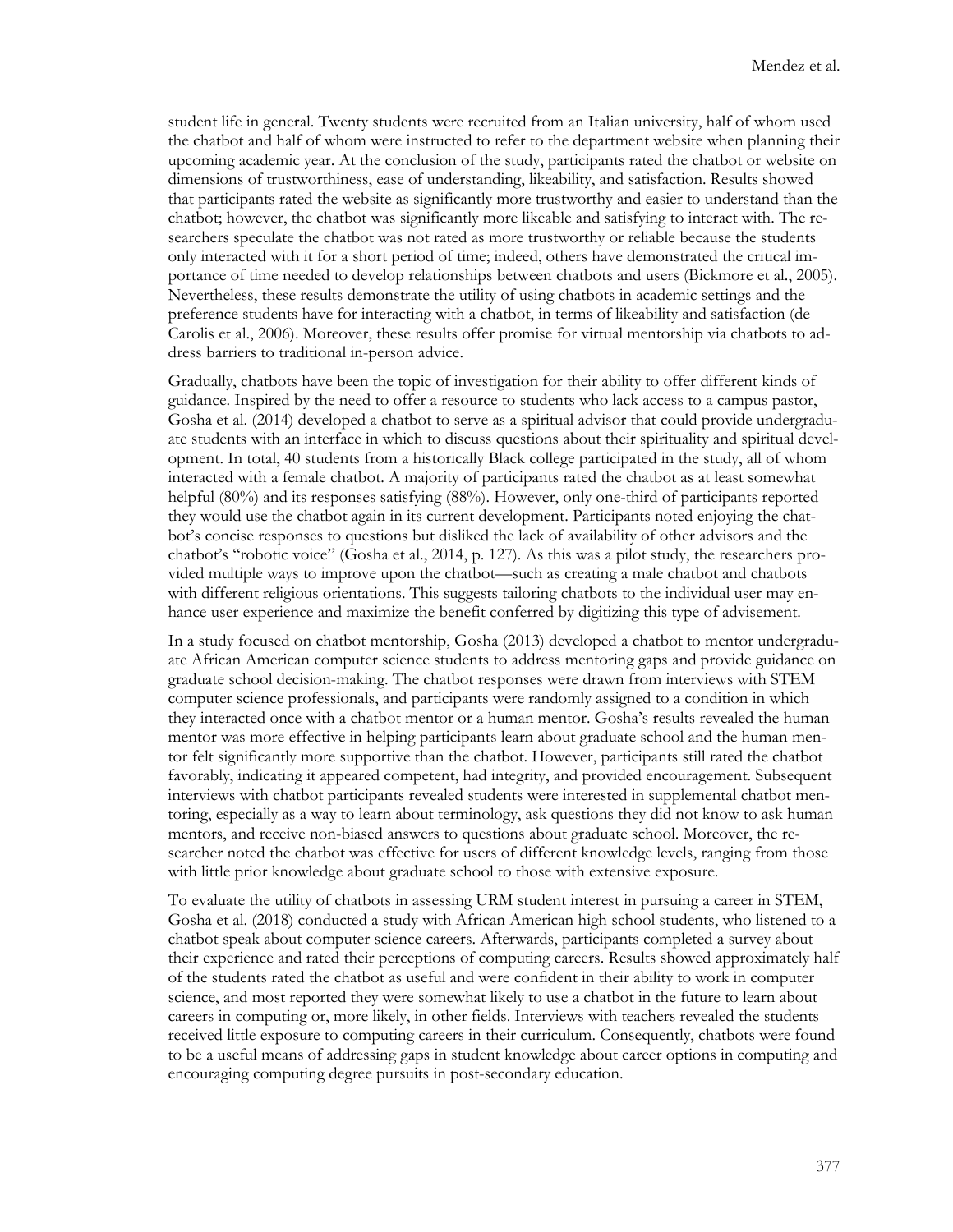student life in general. Twenty students were recruited from an Italian university, half of whom used the chatbot and half of whom were instructed to refer to the department website when planning their upcoming academic year. At the conclusion of the study, participants rated the chatbot or website on dimensions of trustworthiness, ease of understanding, likeability, and satisfaction. Results showed that participants rated the website as significantly more trustworthy and easier to understand than the chatbot; however, the chatbot was significantly more likeable and satisfying to interact with. The researchers speculate the chatbot was not rated as more trustworthy or reliable because the students only interacted with it for a short period of time; indeed, others have demonstrated the critical importance of time needed to develop relationships between chatbots and users (Bickmore et al., 2005). Nevertheless, these results demonstrate the utility of using chatbots in academic settings and the preference students have for interacting with a chatbot, in terms of likeability and satisfaction (de Carolis et al., 2006). Moreover, these results offer promise for virtual mentorship via chatbots to address barriers to traditional in-person advice.

Gradually, chatbots have been the topic of investigation for their ability to offer different kinds of guidance. Inspired by the need to offer a resource to students who lack access to a campus pastor, Gosha et al. (2014) developed a chatbot to serve as a spiritual advisor that could provide undergraduate students with an interface in which to discuss questions about their spirituality and spiritual development. In total, 40 students from a historically Black college participated in the study, all of whom interacted with a female chatbot. A majority of participants rated the chatbot as at least somewhat helpful (80%) and its responses satisfying (88%). However, only one-third of participants reported they would use the chatbot again in its current development. Participants noted enjoying the chatbot's concise responses to questions but disliked the lack of availability of other advisors and the chatbot's "robotic voice" (Gosha et al., 2014, p. 127). As this was a pilot study, the researchers provided multiple ways to improve upon the chatbot—such as creating a male chatbot and chatbots with different religious orientations. This suggests tailoring chatbots to the individual user may enhance user experience and maximize the benefit conferred by digitizing this type of advisement.

In a study focused on chatbot mentorship, Gosha (2013) developed a chatbot to mentor undergraduate African American computer science students to address mentoring gaps and provide guidance on graduate school decision-making. The chatbot responses were drawn from interviews with STEM computer science professionals, and participants were randomly assigned to a condition in which they interacted once with a chatbot mentor or a human mentor. Gosha's results revealed the human mentor was more effective in helping participants learn about graduate school and the human mentor felt significantly more supportive than the chatbot. However, participants still rated the chatbot favorably, indicating it appeared competent, had integrity, and provided encouragement. Subsequent interviews with chatbot participants revealed students were interested in supplemental chatbot mentoring, especially as a way to learn about terminology, ask questions they did not know to ask human mentors, and receive non-biased answers to questions about graduate school. Moreover, the researcher noted the chatbot was effective for users of different knowledge levels, ranging from those with little prior knowledge about graduate school to those with extensive exposure.

To evaluate the utility of chatbots in assessing URM student interest in pursuing a career in STEM, Gosha et al. (2018) conducted a study with African American high school students, who listened to a chatbot speak about computer science careers. Afterwards, participants completed a survey about their experience and rated their perceptions of computing careers. Results showed approximately half of the students rated the chatbot as useful and were confident in their ability to work in computer science, and most reported they were somewhat likely to use a chatbot in the future to learn about careers in computing or, more likely, in other fields. Interviews with teachers revealed the students received little exposure to computing careers in their curriculum. Consequently, chatbots were found to be a useful means of addressing gaps in student knowledge about career options in computing and encouraging computing degree pursuits in post-secondary education.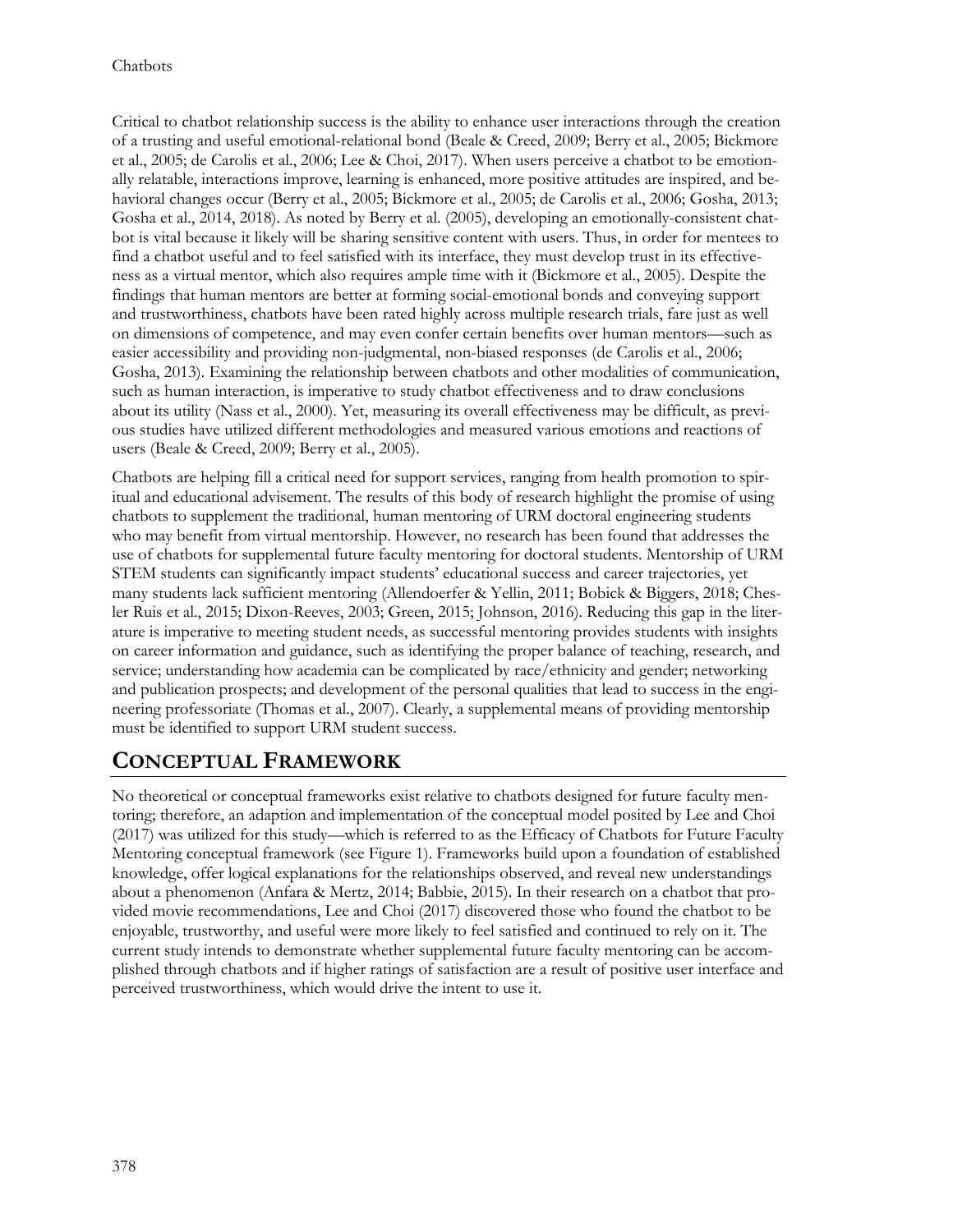Critical to chatbot relationship success is the ability to enhance user interactions through the creation of a trusting and useful emotional-relational bond (Beale & Creed, 2009; Berry et al., 2005; Bickmore et al., 2005; de Carolis et al., 2006; Lee & Choi, 2017). When users perceive a chatbot to be emotionally relatable, interactions improve, learning is enhanced, more positive attitudes are inspired, and behavioral changes occur (Berry et al., 2005; Bickmore et al., 2005; de Carolis et al., 2006; Gosha, 2013; Gosha et al., 2014, 2018). As noted by Berry et al. (2005), developing an emotionally-consistent chatbot is vital because it likely will be sharing sensitive content with users. Thus, in order for mentees to find a chatbot useful and to feel satisfied with its interface, they must develop trust in its effectiveness as a virtual mentor, which also requires ample time with it (Bickmore et al., 2005). Despite the findings that human mentors are better at forming social-emotional bonds and conveying support and trustworthiness, chatbots have been rated highly across multiple research trials, fare just as well on dimensions of competence, and may even confer certain benefits over human mentors—such as easier accessibility and providing non-judgmental, non-biased responses (de Carolis et al., 2006; Gosha, 2013). Examining the relationship between chatbots and other modalities of communication, such as human interaction, is imperative to study chatbot effectiveness and to draw conclusions about its utility (Nass et al., 2000). Yet, measuring its overall effectiveness may be difficult, as previous studies have utilized different methodologies and measured various emotions and reactions of users (Beale & Creed, 2009; Berry et al., 2005).

Chatbots are helping fill a critical need for support services, ranging from health promotion to spiritual and educational advisement. The results of this body of research highlight the promise of using chatbots to supplement the traditional, human mentoring of URM doctoral engineering students who may benefit from virtual mentorship. However, no research has been found that addresses the use of chatbots for supplemental future faculty mentoring for doctoral students. Mentorship of URM STEM students can significantly impact students' educational success and career trajectories, yet many students lack sufficient mentoring (Allendoerfer & Yellin, 2011; Bobick & Biggers, 2018; Chesler Ruis et al., 2015; Dixon-Reeves, 2003; Green, 2015; Johnson, 2016). Reducing this gap in the literature is imperative to meeting student needs, as successful mentoring provides students with insights on career information and guidance, such as identifying the proper balance of teaching, research, and service; understanding how academia can be complicated by race/ethnicity and gender; networking and publication prospects; and development of the personal qualities that lead to success in the engineering professoriate (Thomas et al., 2007). Clearly, a supplemental means of providing mentorship must be identified to support URM student success.

## CONCEPTUAL FRAMEWORK

No theoretical or conceptual frameworks exist relative to chatbots designed for future faculty mentoring; therefore, an adaption and implementation of the conceptual model posited by Lee and Choi (2017) was utilized for this study—which is referred to as the Efficacy of Chatbots for Future Faculty Mentoring conceptual framework (see Figure 1). Frameworks build upon a foundation of established knowledge, offer logical explanations for the relationships observed, and reveal new understandings about a phenomenon (Anfara & Mertz, 2014; Babbie, 2015). In their research on a chatbot that provided movie recommendations, Lee and Choi (2017) discovered those who found the chatbot to be enjoyable, trustworthy, and useful were more likely to feel satisfied and continued to rely on it. The current study intends to demonstrate whether supplemental future faculty mentoring can be accomplished through chatbots and if higher ratings of satisfaction are a result of positive user interface and perceived trustworthiness, which would drive the intent to use it.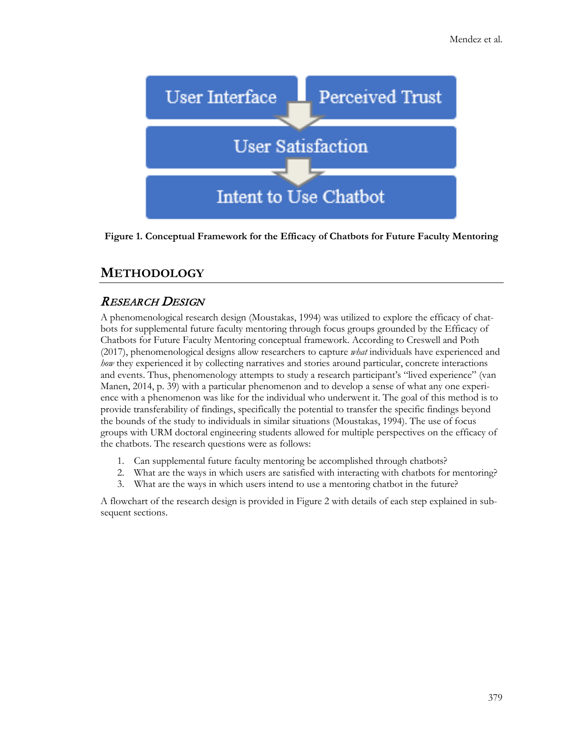User Interface | Perceived Trust

User Satisfaction

Intent to Use Chatbot

**Figure 1. Conceptual Framework for the Efficacy of Chatbots for Future Faculty Mentoring**

## METHODOLOGY

### RESEARCH DESIGN

A phenomenological research design (Moustakas, 1994) was utilized to explore the efficacy of chatbots for supplemental future faculty mentoring through focus groups grounded by the Efficacy of Chatbots for Future Faculty Mentoring conceptual framework. According to Creswell and Poth (2017), phenomenological designs allow researchers to capture *what* individuals have experienced and *how* they experienced it by collecting narratives and stories around particular, concrete interactions and events. Thus, phenomenology attempts to study a research participant's "lived experience" (van Manen, 2014, p. 39) with a particular phenomenon and to develop a sense of what any one experience with a phenomenon was like for the individual who underwent it. The goal of this method is to provide transferability of findings, specifically the potential to transfer the specific findings beyond the bounds of the study to individuals in similar situations (Moustakas, 1994). The use of focus groups with URM doctoral engineering students allowed for multiple perspectives on the efficacy of the chatbots. The research questions were as follows:

1. Can supplemental future faculty mentoring be accomplished through chatbots?
2. What are the ways in which users are satisfied with interacting with chatbots for mentoring?
3. What are the ways in which users intend to use a mentoring chatbot in the future?

A flowchart of the research design is provided in Figure 2 with details of each step explained in subsequent sections.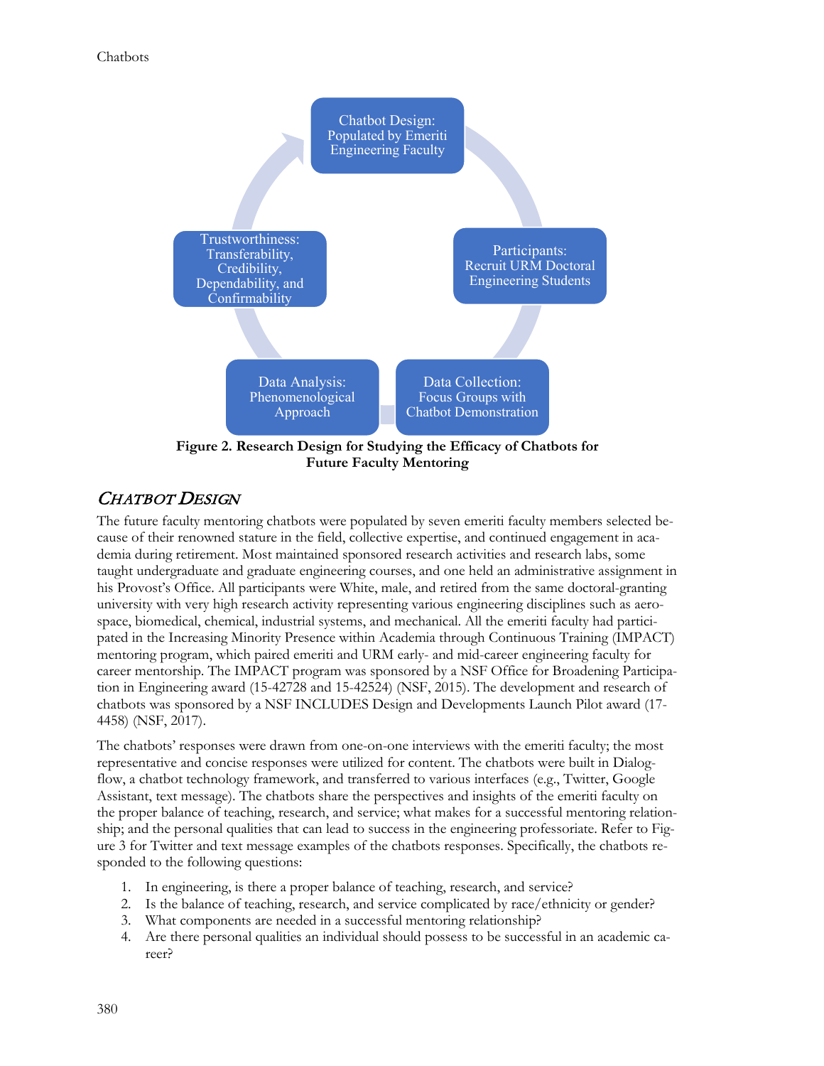Chatbot Design: Populated by Emeriti Engineering Faculty

Participants: Recruit URM Doctoral Engineering Students

Data Collection: Focus Groups with Chatbot Demonstration

Data Analysis: Phenomenological Approach

Trustworthiness: Transferability, Credibility, Dependability, and Confirmability

**Figure 2. Research Design for Studying the Efficacy of Chatbots for Future Faculty Mentoring**

## *CHATBOT DESIGN*

The future faculty mentoring chatbots were populated by seven emeriti faculty members selected because of their renowned stature in the field, collective expertise, and continued engagement in academia during retirement. Most maintained sponsored research activities and research labs, some taught undergraduate and graduate engineering courses, and one held an administrative assignment in his Provost's Office. All participants were White, male, and retired from the same doctoral-granting university with very high research activity representing various engineering disciplines such as aerospace, biomedical, chemical, industrial systems, and mechanical. All the emeriti faculty had participated in the Increasing Minority Presence within Academia through Continuous Training (IMPACT) mentoring program, which paired emeriti and URM early- and mid-career engineering faculty for career mentorship. The IMPACT program was sponsored by a NSF Office for Broadening Participation in Engineering award (15-42728 and 15-42524) (NSF, 2015). The development and research of chatbots was sponsored by a NSF INCLUDES Design and Developments Launch Pilot award (17-4458) (NSF, 2017).

The chatbots' responses were drawn from one-on-one interviews with the emeriti faculty; the most representative and concise responses were utilized for content. The chatbots were built in Dialogflow, a chatbot technology framework, and transferred to various interfaces (e.g., Twitter, Google Assistant, text message). The chatbots share the perspectives and insights of the emeriti faculty on the proper balance of teaching, research, and service; what makes for a successful mentoring relationship; and the personal qualities that can lead to success in the engineering professoriate. Refer to Figure 3 for Twitter and text message examples of the chatbots responses. Specifically, the chatbots responded to the following questions:

1. In engineering, is there a proper balance of teaching, research, and service?
2. Is the balance of teaching, research, and service complicated by race/ethnicity or gender?
3. What components are needed in a successful mentoring relationship?
4. Are there personal qualities an individual should possess to be successful in an academic career?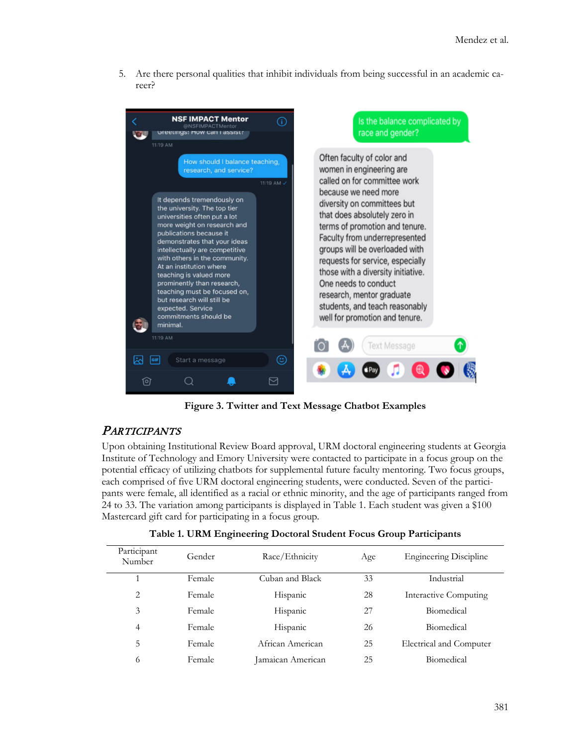5. Are there personal qualities that inhibit individuals from being successful in an academic career?

**Figure 3. Twitter and Text Message Chatbot Examples**

## PARTICIPANTS

Upon obtaining Institutional Review Board approval, URM doctoral engineering students at Georgia Institute of Technology and Emory University were contacted to participate in a focus group on the potential efficacy of utilizing chatbots for supplemental future faculty mentoring. Two focus groups, each comprised of five URM doctoral engineering students, were conducted. Seven of the participants were female, all identified as a racial or ethnic minority, and the age of participants ranged from 24 to 33. The variation among participants is displayed in Table 1. Each student was given a $100 Mastercard gift card for participating in a focus group.

**Table 1. URM Engineering Doctoral Student Focus Group Participants**

| Participant Number | Gender | Race/Ethnicity | Age | Engineering Discipline |
|---|---|---|---|---|
| 1 | Female | Cuban and Black | 33 | Industrial |
| 2 | Female | Hispanic | 28 | Interactive Computing |
| 3 | Female | Hispanic | 27 | Biomedical |
| 4 | Female | Hispanic | 26 | Biomedical |
| 5 | Female | African American | 25 | Electrical and Computer |
| 6 | Female | Jamaican American | 25 | Biomedical |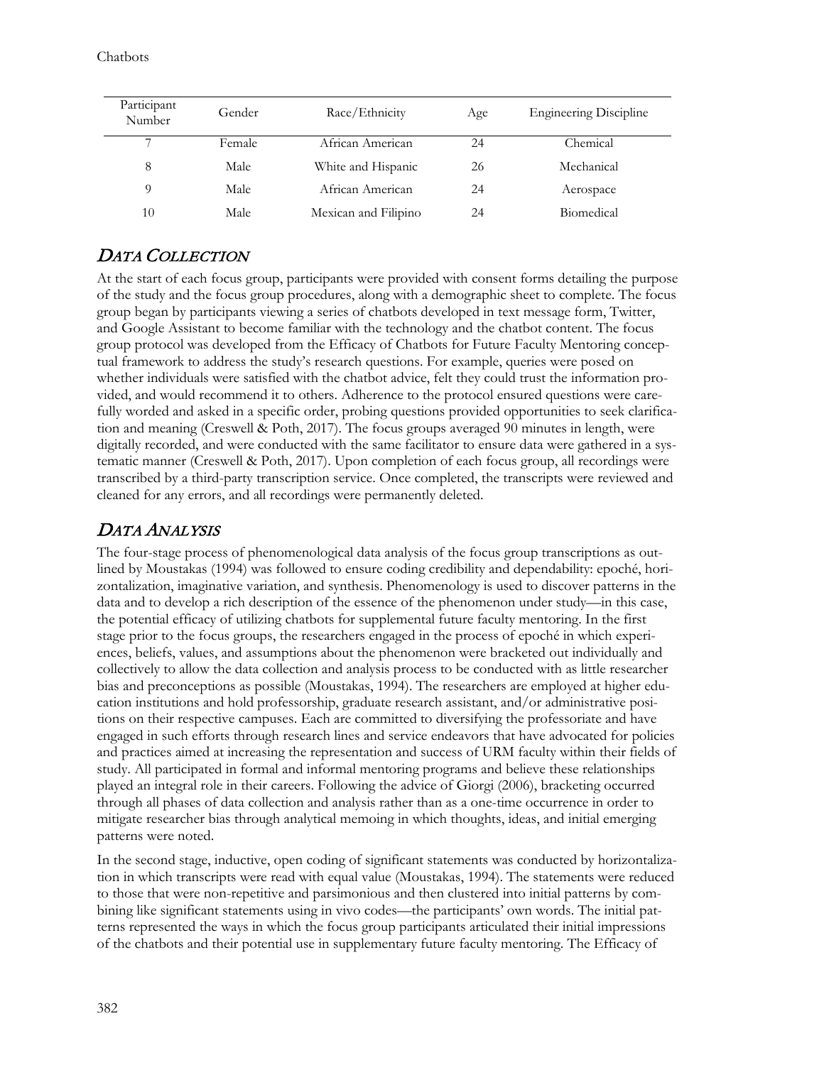| Participant Number | Gender | Race/Ethnicity | Age | Engineering Discipline |
|---|---|---|---|---|
| 7 | Female | African American | 24 | Chemical |
| 8 | Male | White and Hispanic | 26 | Mechanical |
| 9 | Male | African American | 24 | Aerospace |
| 10 | Male | Mexican and Filipino | 24 | Biomedical |

## *Data Collection*

At the start of each focus group, participants were provided with consent forms detailing the purpose of the study and the focus group procedures, along with a demographic sheet to complete. The focus group began by participants viewing a series of chatbots developed in text message form, Twitter, and Google Assistant to become familiar with the technology and the chatbot content. The focus group protocol was developed from the Efficacy of Chatbots for Future Faculty Mentoring conceptual framework to address the study's research questions. For example, queries were posed on whether individuals were satisfied with the chatbot advice, felt they could trust the information provided, and would recommend it to others. Adherence to the protocol ensured questions were carefully worded and asked in a specific order, probing questions provided opportunities to seek clarification and meaning (Creswell & Poth, 2017). The focus groups averaged 90 minutes in length, were digitally recorded, and were conducted with the same facilitator to ensure data were gathered in a systematic manner (Creswell & Poth, 2017). Upon completion of each focus group, all recordings were transcribed by a third-party transcription service. Once completed, the transcripts were reviewed and cleaned for any errors, and all recordings were permanently deleted.

## *Data Analysis*

The four-stage process of phenomenological data analysis of the focus group transcriptions as outlined by Moustakas (1994) was followed to ensure coding credibility and dependability: epoché, horizontalization, imaginative variation, and synthesis. Phenomenology is used to discover patterns in the data and to develop a rich description of the essence of the phenomenon under study—in this case, the potential efficacy of utilizing chatbots for supplemental future faculty mentoring. In the first stage prior to the focus groups, the researchers engaged in the process of epoché in which experiences, beliefs, values, and assumptions about the phenomenon were bracketed out individually and collectively to allow the data collection and analysis process to be conducted with as little researcher bias and preconceptions as possible (Moustakas, 1994). The researchers are employed at higher education institutions and hold professorship, graduate research assistant, and/or administrative positions on their respective campuses. Each are committed to diversifying the professoriate and have engaged in such efforts through research lines and service endeavors that have advocated for policies and practices aimed at increasing the representation and success of URM faculty within their fields of study. All participated in formal and informal mentoring programs and believe these relationships played an integral role in their careers. Following the advice of Giorgi (2006), bracketing occurred through all phases of data collection and analysis rather than as a one-time occurrence in order to mitigate researcher bias through analytical memoing in which thoughts, ideas, and initial emerging patterns were noted.

In the second stage, inductive, open coding of significant statements was conducted by horizontalization in which transcripts were read with equal value (Moustakas, 1994). The statements were reduced to those that were non-repetitive and parsimonious and then clustered into initial patterns by combining like significant statements using in vivo codes—the participants' own words. The initial patterns represented the ways in which the focus group participants articulated their initial impressions of the chatbots and their potential use in supplementary future faculty mentoring. The Efficacy of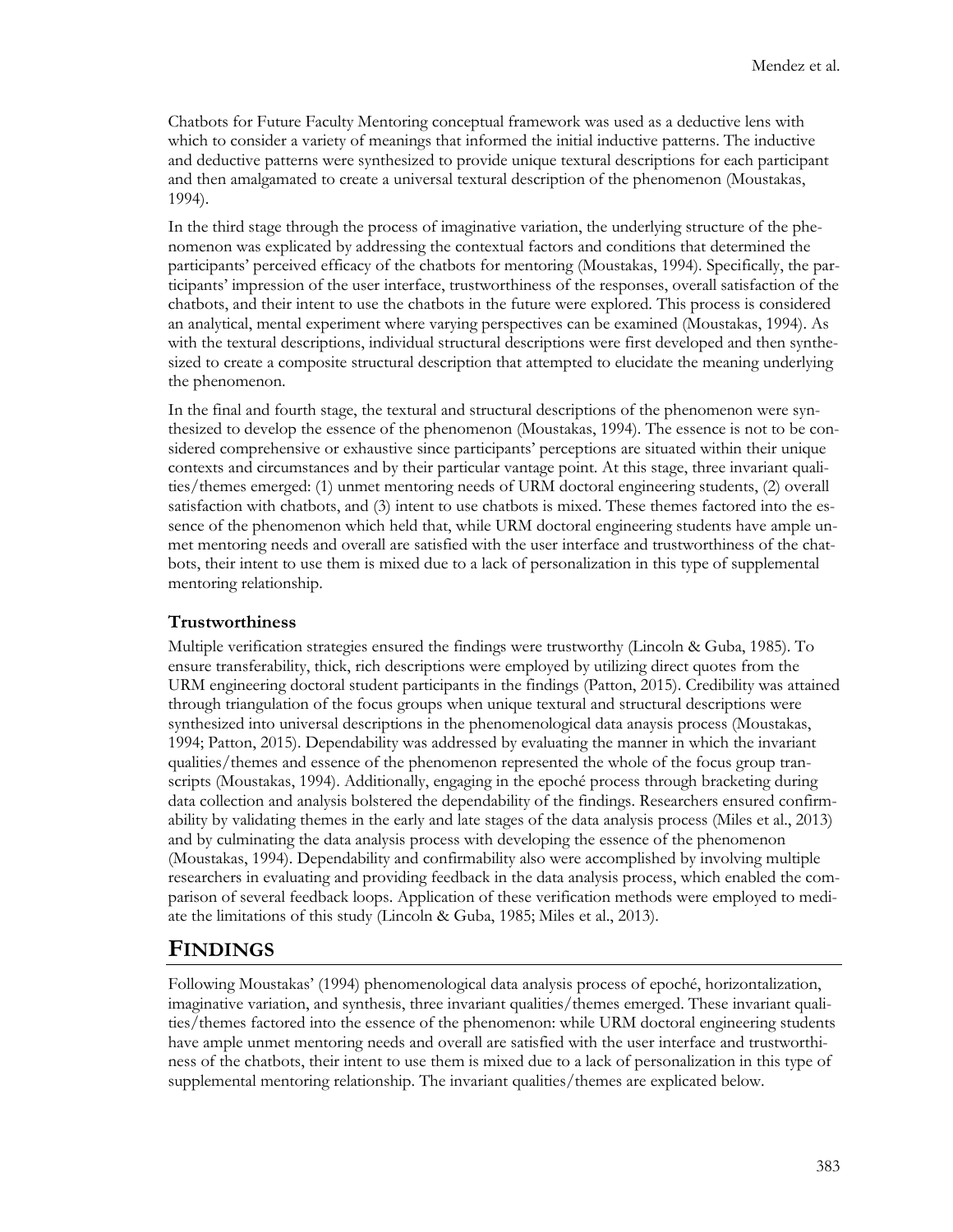Chatbots for Future Faculty Mentoring conceptual framework was used as a deductive lens with which to consider a variety of meanings that informed the initial inductive patterns. The inductive and deductive patterns were synthesized to provide unique textural descriptions for each participant and then amalgamated to create a universal textural description of the phenomenon (Moustakas, 1994).

In the third stage through the process of imaginative variation, the underlying structure of the phenomenon was explicated by addressing the contextual factors and conditions that determined the participants' perceived efficacy of the chatbots for mentoring (Moustakas, 1994). Specifically, the participants' impression of the user interface, trustworthiness of the responses, overall satisfaction of the chatbots, and their intent to use the chatbots in the future were explored. This process is considered an analytical, mental experiment where varying perspectives can be examined (Moustakas, 1994). As with the textural descriptions, individual structural descriptions were first developed and then synthesized to create a composite structural description that attempted to elucidate the meaning underlying the phenomenon.

In the final and fourth stage, the textural and structural descriptions of the phenomenon were synthesized to develop the essence of the phenomenon (Moustakas, 1994). The essence is not to be considered comprehensive or exhaustive since participants' perceptions are situated within their unique contexts and circumstances and by their particular vantage point. At this stage, three invariant qualities/themes emerged: (1) unmet mentoring needs of URM doctoral engineering students, (2) overall satisfaction with chatbots, and (3) intent to use chatbots is mixed. These themes factored into the essence of the phenomenon which held that, while URM doctoral engineering students have ample unmet mentoring needs and overall are satisfied with the user interface and trustworthiness of the chatbots, their intent to use them is mixed due to a lack of personalization in this type of supplemental mentoring relationship.

### Trustworthiness

Multiple verification strategies ensured the findings were trustworthy (Lincoln & Guba, 1985). To ensure transferability, thick, rich descriptions were employed by utilizing direct quotes from the URM engineering doctoral student participants in the findings (Patton, 2015). Credibility was attained through triangulation of the focus groups when unique textural and structural descriptions were synthesized into universal descriptions in the phenomenological data anaysis process (Moustakas, 1994; Patton, 2015). Dependability was addressed by evaluating the manner in which the invariant qualities/themes and essence of the phenomenon represented the whole of the focus group transcripts (Moustakas, 1994). Additionally, engaging in the epoché process through bracketing during data collection and analysis bolstered the dependability of the findings. Researchers ensured confirmability by validating themes in the early and late stages of the data analysis process (Miles et al., 2013) and by culminating the data analysis process with developing the essence of the phenomenon (Moustakas, 1994). Dependability and confirmability also were accomplished by involving multiple researchers in evaluating and providing feedback in the data analysis process, which enabled the comparison of several feedback loops. Application of these verification methods were employed to mediate the limitations of this study (Lincoln & Guba, 1985; Miles et al., 2013).

## FINDINGS

Following Moustakas' (1994) phenomenological data analysis process of epoché, horizontalization, imaginative variation, and synthesis, three invariant qualities/themes emerged. These invariant qualities/themes factored into the essence of the phenomenon: while URM doctoral engineering students have ample unmet mentoring needs and overall are satisfied with the user interface and trustworthiness of the chatbots, their intent to use them is mixed due to a lack of personalization in this type of supplemental mentoring relationship. The invariant qualities/themes are explicated below.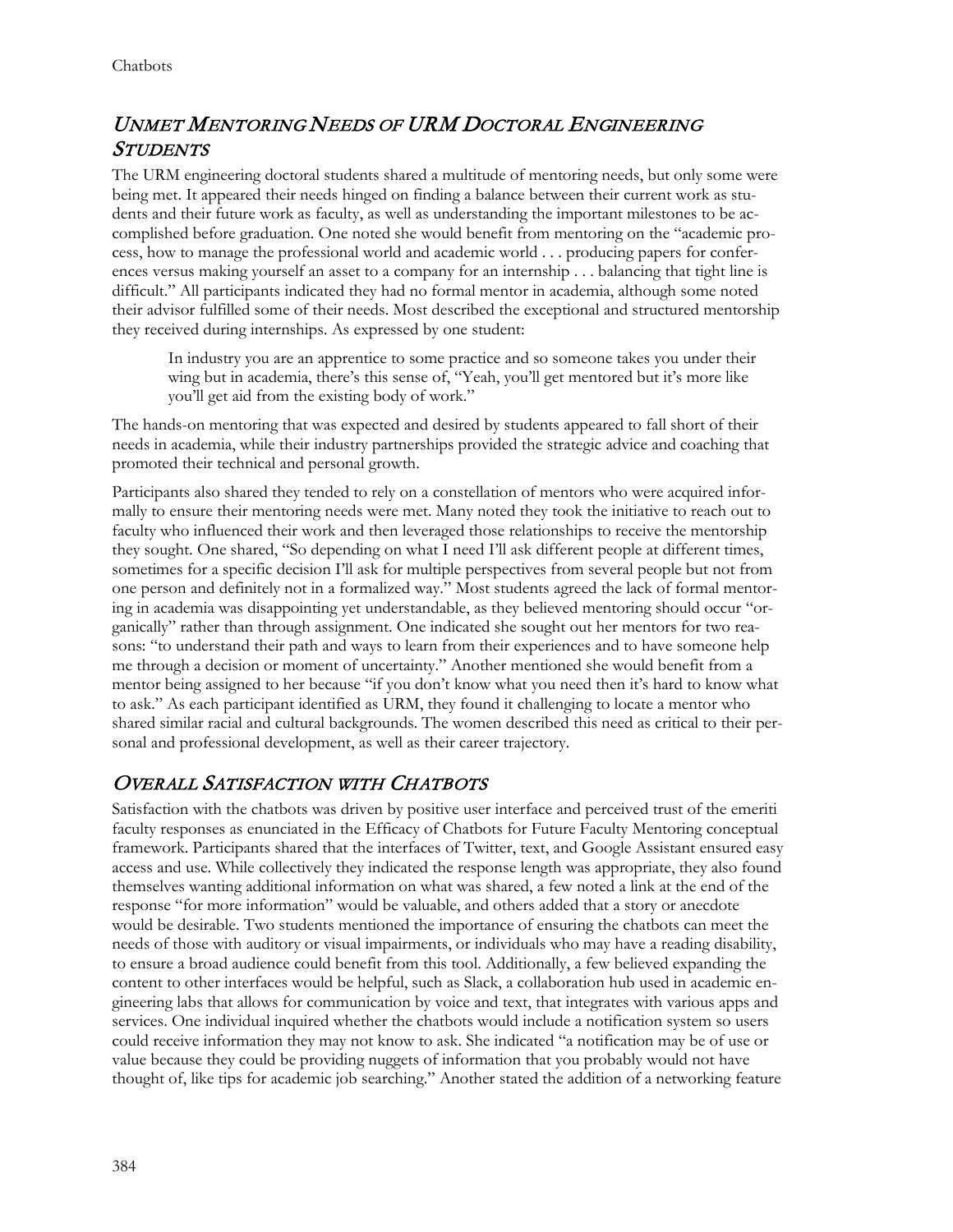## UNMET MENTORING NEEDS OF URM DOCTORAL ENGINEERING STUDENTS

The URM engineering doctoral students shared a multitude of mentoring needs, but only some were being met. It appeared their needs hinged on finding a balance between their current work as students and their future work as faculty, as well as understanding the important milestones to be accomplished before graduation. One noted she would benefit from mentoring on the "academic process, how to manage the professional world and academic world . . . producing papers for conferences versus making yourself an asset to a company for an internship . . . balancing that tight line is difficult." All participants indicated they had no formal mentor in academia, although some noted their advisor fulfilled some of their needs. Most described the exceptional and structured mentorship they received during internships. As expressed by one student:

> In industry you are an apprentice to some practice and so someone takes you under their wing but in academia, there's this sense of, "Yeah, you'll get mentored but it's more like you'll get aid from the existing body of work."

The hands-on mentoring that was expected and desired by students appeared to fall short of their needs in academia, while their industry partnerships provided the strategic advice and coaching that promoted their technical and personal growth.

Participants also shared they tended to rely on a constellation of mentors who were acquired informally to ensure their mentoring needs were met. Many noted they took the initiative to reach out to faculty who influenced their work and then leveraged those relationships to receive the mentorship they sought. One shared, "So depending on what I need I'll ask different people at different times, sometimes for a specific decision I'll ask for multiple perspectives from several people but not from one person and definitely not in a formalized way." Most students agreed the lack of formal mentoring in academia was disappointing yet understandable, as they believed mentoring should occur "organically" rather than through assignment. One indicated she sought out her mentors for two reasons: "to understand their path and ways to learn from their experiences and to have someone help me through a decision or moment of uncertainty." Another mentioned she would benefit from a mentor being assigned to her because "if you don't know what you need then it's hard to know what to ask." As each participant identified as URM, they found it challenging to locate a mentor who shared similar racial and cultural backgrounds. The women described this need as critical to their personal and professional development, as well as their career trajectory.

## OVERALL SATISFACTION WITH CHATBOTS

Satisfaction with the chatbots was driven by positive user interface and perceived trust of the emeriti faculty responses as enunciated in the Efficacy of Chatbots for Future Faculty Mentoring conceptual framework. Participants shared that the interfaces of Twitter, text, and Google Assistant ensured easy access and use. While collectively they indicated the response length was appropriate, they also found themselves wanting additional information on what was shared, a few noted a link at the end of the response "for more information" would be valuable, and others added that a story or anecdote would be desirable. Two students mentioned the importance of ensuring the chatbots can meet the needs of those with auditory or visual impairments, or individuals who may have a reading disability, to ensure a broad audience could benefit from this tool. Additionally, a few believed expanding the content to other interfaces would be helpful, such as Slack, a collaboration hub used in academic engineering labs that allows for communication by voice and text, that integrates with various apps and services. One individual inquired whether the chatbots would include a notification system so users could receive information they may not know to ask. She indicated "a notification may be of use or value because they could be providing nuggets of information that you probably would not have thought of, like tips for academic job searching." Another stated the addition of a networking feature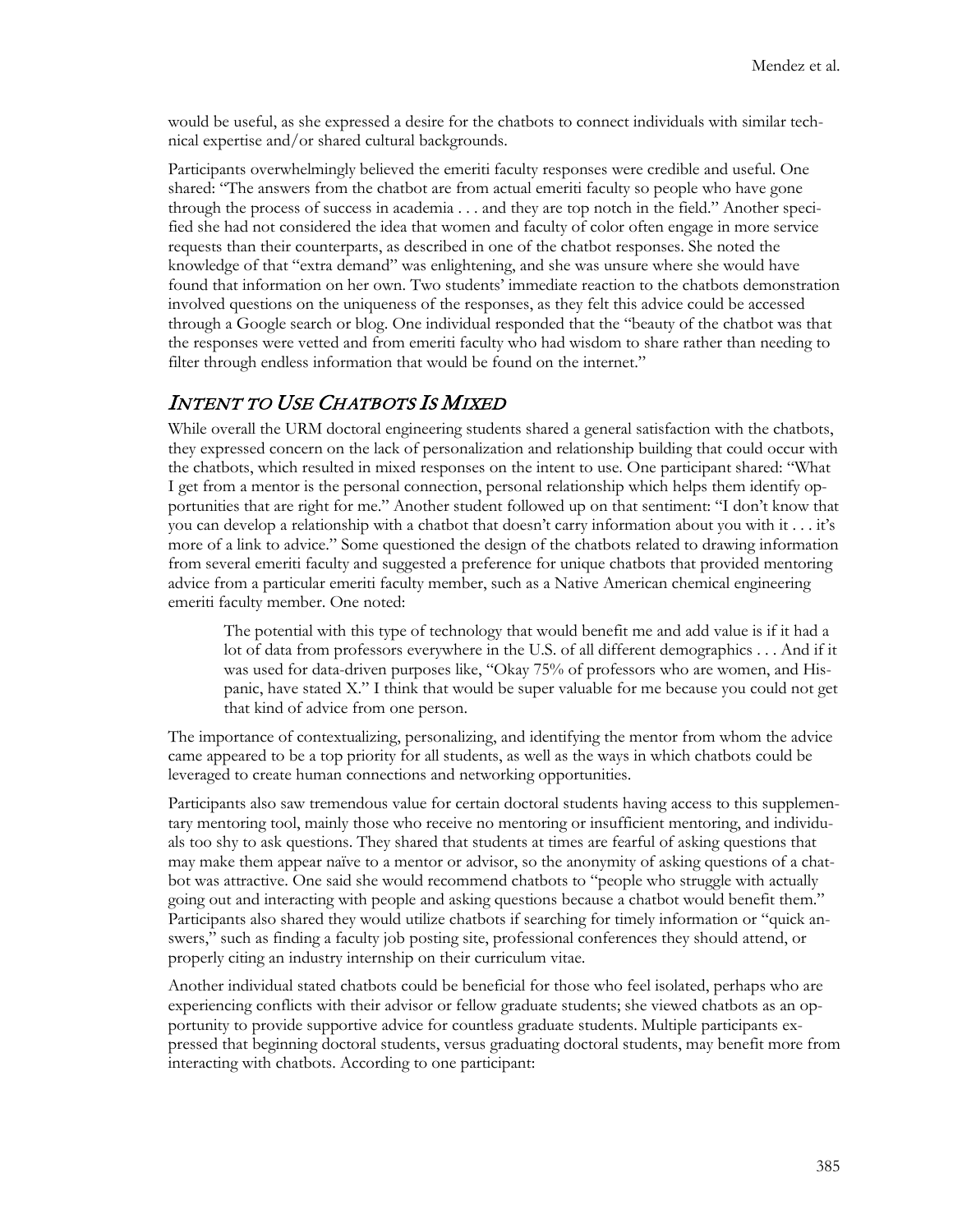would be useful, as she expressed a desire for the chatbots to connect individuals with similar technical expertise and/or shared cultural backgrounds.

Participants overwhelmingly believed the emeriti faculty responses were credible and useful. One shared: "The answers from the chatbot are from actual emeriti faculty so people who have gone through the process of success in academia . . . and they are top notch in the field." Another specified she had not considered the idea that women and faculty of color often engage in more service requests than their counterparts, as described in one of the chatbot responses. She noted the knowledge of that "extra demand" was enlightening, and she was unsure where she would have found that information on her own. Two students' immediate reaction to the chatbots demonstration involved questions on the uniqueness of the responses, as they felt this advice could be accessed through a Google search or blog. One individual responded that the "beauty of the chatbot was that the responses were vetted and from emeriti faculty who had wisdom to share rather than needing to filter through endless information that would be found on the internet."

## *INTENT TO USE CHATBOTS IS MIXED*

While overall the URM doctoral engineering students shared a general satisfaction with the chatbots, they expressed concern on the lack of personalization and relationship building that could occur with the chatbots, which resulted in mixed responses on the intent to use. One participant shared: "What I get from a mentor is the personal connection, personal relationship which helps them identify opportunities that are right for me." Another student followed up on that sentiment: "I don't know that you can develop a relationship with a chatbot that doesn't carry information about you with it . . . it's more of a link to advice." Some questioned the design of the chatbots related to drawing information from several emeriti faculty and suggested a preference for unique chatbots that provided mentoring advice from a particular emeriti faculty member, such as a Native American chemical engineering emeriti faculty member. One noted:

> The potential with this type of technology that would benefit me and add value is if it had a lot of data from professors everywhere in the U.S. of all different demographics . . . And if it was used for data-driven purposes like, "Okay 75% of professors who are women, and Hispanic, have stated X." I think that would be super valuable for me because you could not get that kind of advice from one person.

The importance of contextualizing, personalizing, and identifying the mentor from whom the advice came appeared to be a top priority for all students, as well as the ways in which chatbots could be leveraged to create human connections and networking opportunities.

Participants also saw tremendous value for certain doctoral students having access to this supplementary mentoring tool, mainly those who receive no mentoring or insufficient mentoring, and individuals too shy to ask questions. They shared that students at times are fearful of asking questions that may make them appear naïve to a mentor or advisor, so the anonymity of asking questions of a chatbot was attractive. One said she would recommend chatbots to "people who struggle with actually going out and interacting with people and asking questions because a chatbot would benefit them." Participants also shared they would utilize chatbots if searching for timely information or "quick answers," such as finding a faculty job posting site, professional conferences they should attend, or properly citing an industry internship on their curriculum vitae.

Another individual stated chatbots could be beneficial for those who feel isolated, perhaps who are experiencing conflicts with their advisor or fellow graduate students; she viewed chatbots as an opportunity to provide supportive advice for countless graduate students. Multiple participants expressed that beginning doctoral students, versus graduating doctoral students, may benefit more from interacting with chatbots. According to one participant: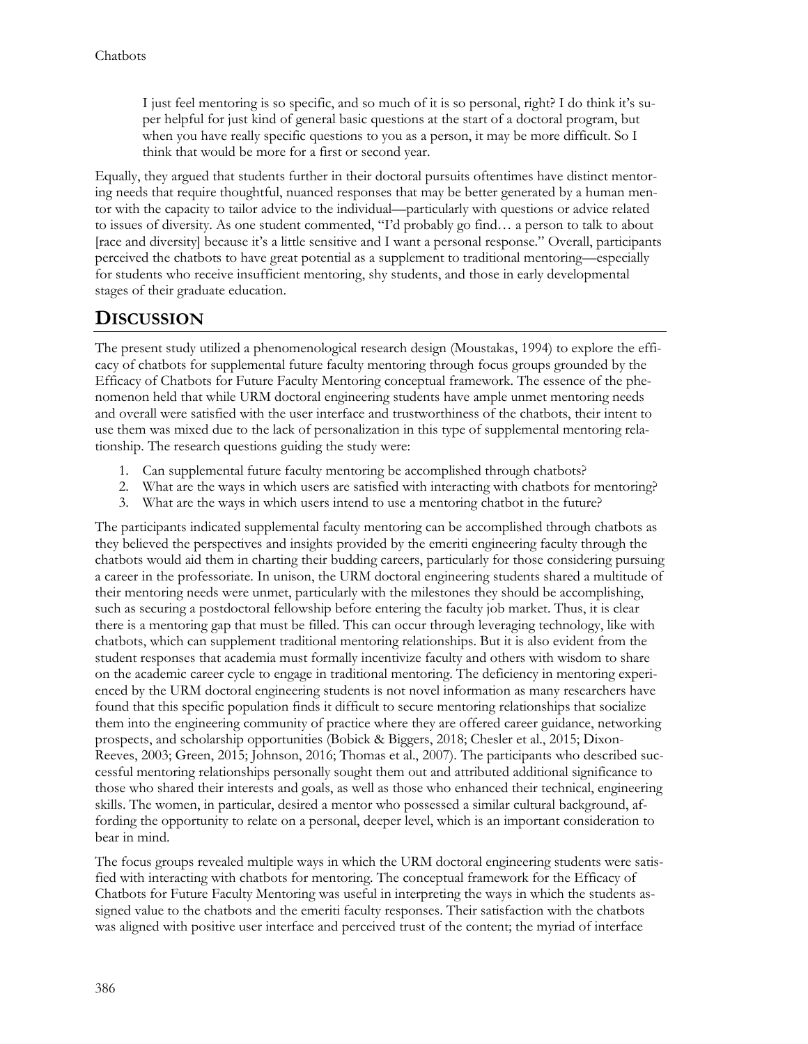> I just feel mentoring is so specific, and so much of it is so personal, right? I do think it's super helpful for just kind of general basic questions at the start of a doctoral program, but when you have really specific questions to you as a person, it may be more difficult. So I think that would be more for a first or second year.

Equally, they argued that students further in their doctoral pursuits oftentimes have distinct mentoring needs that require thoughtful, nuanced responses that may be better generated by a human mentor with the capacity to tailor advice to the individual—particularly with questions or advice related to issues of diversity. As one student commented, "I'd probably go find… a person to talk to about [race and diversity] because it's a little sensitive and I want a personal response." Overall, participants perceived the chatbots to have great potential as a supplement to traditional mentoring—especially for students who receive insufficient mentoring, shy students, and those in early developmental stages of their graduate education.

## DISCUSSION

The present study utilized a phenomenological research design (Moustakas, 1994) to explore the efficacy of chatbots for supplemental future faculty mentoring through focus groups grounded by the Efficacy of Chatbots for Future Faculty Mentoring conceptual framework. The essence of the phenomenon held that while URM doctoral engineering students have ample unmet mentoring needs and overall were satisfied with the user interface and trustworthiness of the chatbots, their intent to use them was mixed due to the lack of personalization in this type of supplemental mentoring relationship. The research questions guiding the study were:

1. Can supplemental future faculty mentoring be accomplished through chatbots?
2. What are the ways in which users are satisfied with interacting with chatbots for mentoring?
3. What are the ways in which users intend to use a mentoring chatbot in the future?

The participants indicated supplemental faculty mentoring can be accomplished through chatbots as they believed the perspectives and insights provided by the emeriti engineering faculty through the chatbots would aid them in charting their budding careers, particularly for those considering pursuing a career in the professoriate. In unison, the URM doctoral engineering students shared a multitude of their mentoring needs were unmet, particularly with the milestones they should be accomplishing, such as securing a postdoctoral fellowship before entering the faculty job market. Thus, it is clear there is a mentoring gap that must be filled. This can occur through leveraging technology, like with chatbots, which can supplement traditional mentoring relationships. But it is also evident from the student responses that academia must formally incentivize faculty and others with wisdom to share on the academic career cycle to engage in traditional mentoring. The deficiency in mentoring experienced by the URM doctoral engineering students is not novel information as many researchers have found that this specific population finds it difficult to secure mentoring relationships that socialize them into the engineering community of practice where they are offered career guidance, networking prospects, and scholarship opportunities (Bobick & Biggers, 2018; Chesler et al., 2015; Dixon-Reeves, 2003; Green, 2015; Johnson, 2016; Thomas et al., 2007). The participants who described successful mentoring relationships personally sought them out and attributed additional significance to those who shared their interests and goals, as well as those who enhanced their technical, engineering skills. The women, in particular, desired a mentor who possessed a similar cultural background, affording the opportunity to relate on a personal, deeper level, which is an important consideration to bear in mind.

The focus groups revealed multiple ways in which the URM doctoral engineering students were satisfied with interacting with chatbots for mentoring. The conceptual framework for the Efficacy of Chatbots for Future Faculty Mentoring was useful in interpreting the ways in which the students assigned value to the chatbots and the emeriti faculty responses. Their satisfaction with the chatbots was aligned with positive user interface and perceived trust of the content; the myriad of interface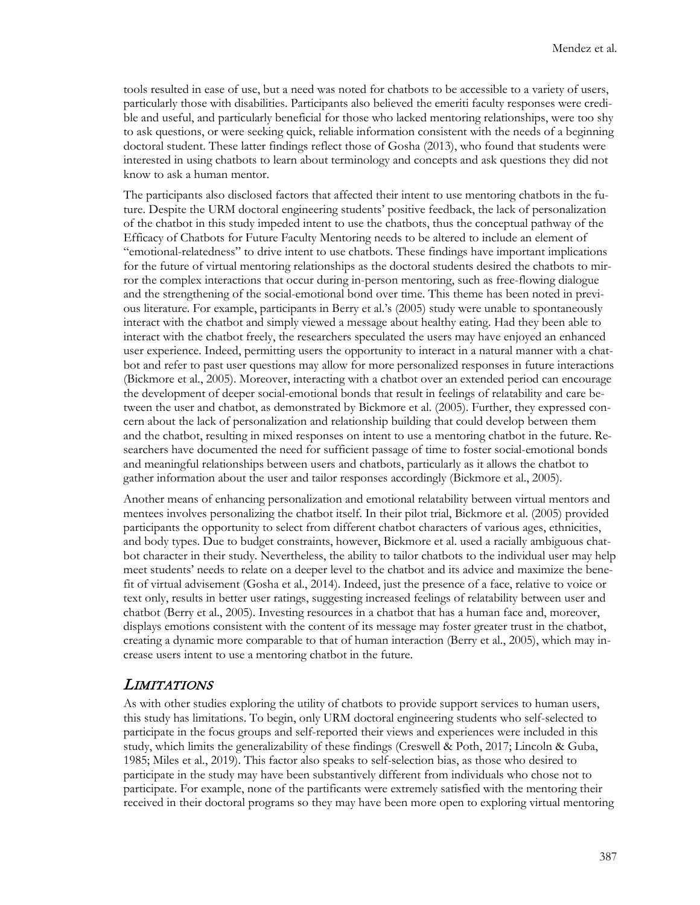tools resulted in ease of use, but a need was noted for chatbots to be accessible to a variety of users, particularly those with disabilities. Participants also believed the emeriti faculty responses were credible and useful, and particularly beneficial for those who lacked mentoring relationships, were too shy to ask questions, or were seeking quick, reliable information consistent with the needs of a beginning doctoral student. These latter findings reflect those of Gosha (2013), who found that students were interested in using chatbots to learn about terminology and concepts and ask questions they did not know to ask a human mentor.

The participants also disclosed factors that affected their intent to use mentoring chatbots in the future. Despite the URM doctoral engineering students' positive feedback, the lack of personalization of the chatbot in this study impeded intent to use the chatbots, thus the conceptual pathway of the Efficacy of Chatbots for Future Faculty Mentoring needs to be altered to include an element of "emotional-relatedness" to drive intent to use chatbots. These findings have important implications for the future of virtual mentoring relationships as the doctoral students desired the chatbots to mirror the complex interactions that occur during in-person mentoring, such as free-flowing dialogue and the strengthening of the social-emotional bond over time. This theme has been noted in previous literature. For example, participants in Berry et al.'s (2005) study were unable to spontaneously interact with the chatbot and simply viewed a message about healthy eating. Had they been able to interact with the chatbot freely, the researchers speculated the users may have enjoyed an enhanced user experience. Indeed, permitting users the opportunity to interact in a natural manner with a chatbot and refer to past user questions may allow for more personalized responses in future interactions (Bickmore et al., 2005). Moreover, interacting with a chatbot over an extended period can encourage the development of deeper social-emotional bonds that result in feelings of relatability and care between the user and chatbot, as demonstrated by Bickmore et al. (2005). Further, they expressed concern about the lack of personalization and relationship building that could develop between them and the chatbot, resulting in mixed responses on intent to use a mentoring chatbot in the future. Researchers have documented the need for sufficient passage of time to foster social-emotional bonds and meaningful relationships between users and chatbots, particularly as it allows the chatbot to gather information about the user and tailor responses accordingly (Bickmore et al., 2005).

Another means of enhancing personalization and emotional relatability between virtual mentors and mentees involves personalizing the chatbot itself. In their pilot trial, Bickmore et al. (2005) provided participants the opportunity to select from different chatbot characters of various ages, ethnicities, and body types. Due to budget constraints, however, Bickmore et al. used a racially ambiguous chatbot character in their study. Nevertheless, the ability to tailor chatbots to the individual user may help meet students' needs to relate on a deeper level to the chatbot and its advice and maximize the benefit of virtual advisement (Gosha et al., 2014). Indeed, just the presence of a face, relative to voice or text only, results in better user ratings, suggesting increased feelings of relatability between user and chatbot (Berry et al., 2005). Investing resources in a chatbot that has a human face and, moreover, displays emotions consistent with the content of its message may foster greater trust in the chatbot, creating a dynamic more comparable to that of human interaction (Berry et al., 2005), which may increase users intent to use a mentoring chatbot in the future.

## *Limitations*

As with other studies exploring the utility of chatbots to provide support services to human users, this study has limitations. To begin, only URM doctoral engineering students who self-selected to participate in the focus groups and self-reported their views and experiences were included in this study, which limits the generalizability of these findings (Creswell & Poth, 2017; Lincoln & Guba, 1985; Miles et al., 2019). This factor also speaks to self-selection bias, as those who desired to participate in the study may have been substantively different from individuals who chose not to participate. For example, none of the partificants were extremely satisfied with the mentoring their received in their doctoral programs so they may have been more open to exploring virtual mentoring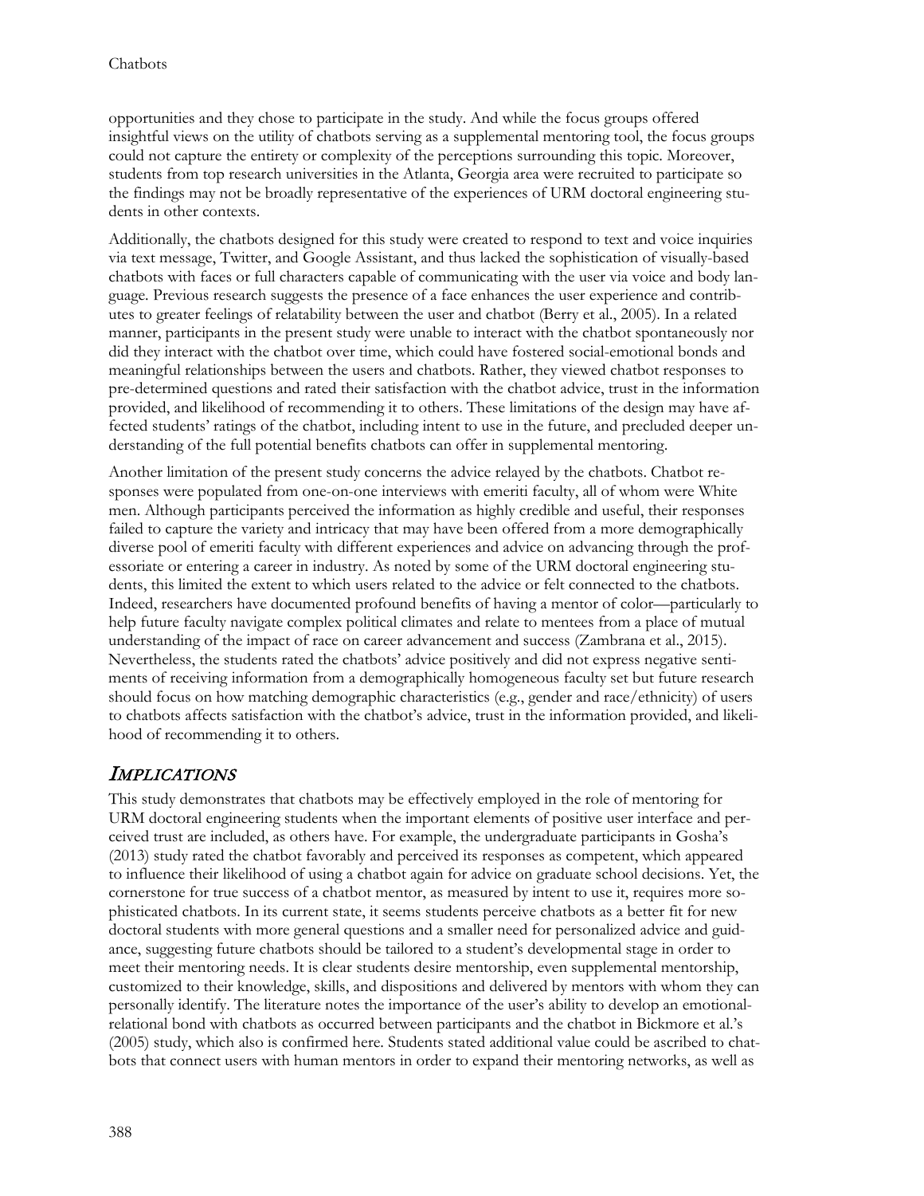opportunities and they chose to participate in the study. And while the focus groups offered insightful views on the utility of chatbots serving as a supplemental mentoring tool, the focus groups could not capture the entirety or complexity of the perceptions surrounding this topic. Moreover, students from top research universities in the Atlanta, Georgia area were recruited to participate so the findings may not be broadly representative of the experiences of URM doctoral engineering students in other contexts.

Additionally, the chatbots designed for this study were created to respond to text and voice inquiries via text message, Twitter, and Google Assistant, and thus lacked the sophistication of visually-based chatbots with faces or full characters capable of communicating with the user via voice and body language. Previous research suggests the presence of a face enhances the user experience and contributes to greater feelings of relatability between the user and chatbot (Berry et al., 2005). In a related manner, participants in the present study were unable to interact with the chatbot spontaneously nor did they interact with the chatbot over time, which could have fostered social-emotional bonds and meaningful relationships between the users and chatbots. Rather, they viewed chatbot responses to pre-determined questions and rated their satisfaction with the chatbot advice, trust in the information provided, and likelihood of recommending it to others. These limitations of the design may have affected students' ratings of the chatbot, including intent to use in the future, and precluded deeper understanding of the full potential benefits chatbots can offer in supplemental mentoring.

Another limitation of the present study concerns the advice relayed by the chatbots. Chatbot responses were populated from one-on-one interviews with emeriti faculty, all of whom were White men. Although participants perceived the information as highly credible and useful, their responses failed to capture the variety and intricacy that may have been offered from a more demographically diverse pool of emeriti faculty with different experiences and advice on advancing through the professoriate or entering a career in industry. As noted by some of the URM doctoral engineering students, this limited the extent to which users related to the advice or felt connected to the chatbots. Indeed, researchers have documented profound benefits of having a mentor of color—particularly to help future faculty navigate complex political climates and relate to mentees from a place of mutual understanding of the impact of race on career advancement and success (Zambrana et al., 2015). Nevertheless, the students rated the chatbots' advice positively and did not express negative sentiments of receiving information from a demographically homogeneous faculty set but future research should focus on how matching demographic characteristics (e.g., gender and race/ethnicity) of users to chatbots affects satisfaction with the chatbot's advice, trust in the information provided, and likelihood of recommending it to others.

## *Implications*

This study demonstrates that chatbots may be effectively employed in the role of mentoring for URM doctoral engineering students when the important elements of positive user interface and perceived trust are included, as others have. For example, the undergraduate participants in Gosha's (2013) study rated the chatbot favorably and perceived its responses as competent, which appeared to influence their likelihood of using a chatbot again for advice on graduate school decisions. Yet, the cornerstone for true success of a chatbot mentor, as measured by intent to use it, requires more sophisticated chatbots. In its current state, it seems students perceive chatbots as a better fit for new doctoral students with more general questions and a smaller need for personalized advice and guidance, suggesting future chatbots should be tailored to a student's developmental stage in order to meet their mentoring needs. It is clear students desire mentorship, even supplemental mentorship, customized to their knowledge, skills, and dispositions and delivered by mentors with whom they can personally identify. The literature notes the importance of the user's ability to develop an emotional-relational bond with chatbots as occurred between participants and the chatbot in Bickmore et al.'s (2005) study, which also is confirmed here. Students stated additional value could be ascribed to chatbots that connect users with human mentors in order to expand their mentoring networks, as well as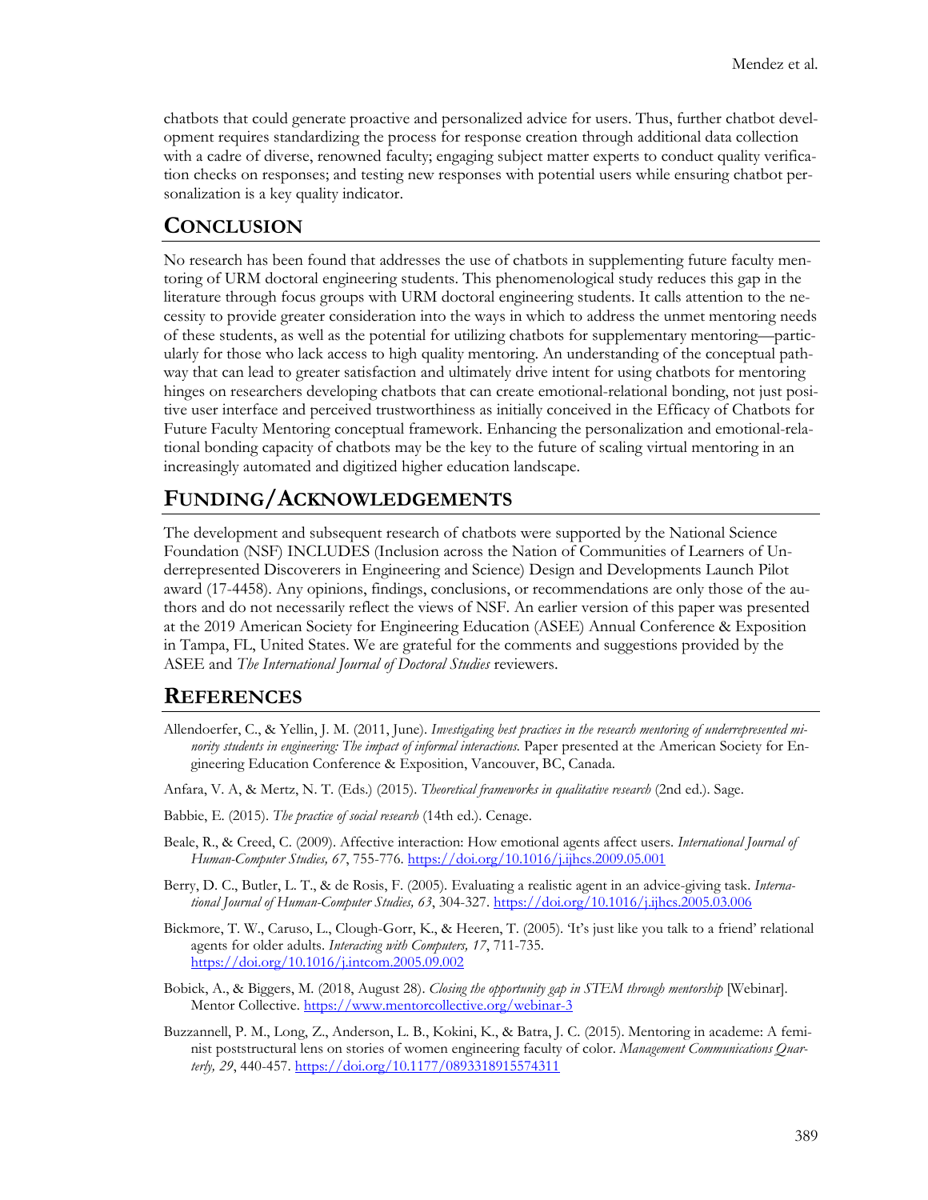chatbots that could generate proactive and personalized advice for users. Thus, further chatbot development requires standardizing the process for response creation through additional data collection with a cadre of diverse, renowned faculty; engaging subject matter experts to conduct quality verification checks on responses; and testing new responses with potential users while ensuring chatbot personalization is a key quality indicator.

## CONCLUSION

No research has been found that addresses the use of chatbots in supplementing future faculty mentoring of URM doctoral engineering students. This phenomenological study reduces this gap in the literature through focus groups with URM doctoral engineering students. It calls attention to the necessity to provide greater consideration into the ways in which to address the unmet mentoring needs of these students, as well as the potential for utilizing chatbots for supplementary mentoring—particularly for those who lack access to high quality mentoring. An understanding of the conceptual pathway that can lead to greater satisfaction and ultimately drive intent for using chatbots for mentoring hinges on researchers developing chatbots that can create emotional-relational bonding, not just positive user interface and perceived trustworthiness as initially conceived in the Efficacy of Chatbots for Future Faculty Mentoring conceptual framework. Enhancing the personalization and emotional-relational bonding capacity of chatbots may be the key to the future of scaling virtual mentoring in an increasingly automated and digitized higher education landscape.

## FUNDING/ACKNOWLEDGEMENTS

The development and subsequent research of chatbots were supported by the National Science Foundation (NSF) INCLUDES (Inclusion across the Nation of Communities of Learners of Underrepresented Discoverers in Engineering and Science) Design and Developments Launch Pilot award (17-4458). Any opinions, findings, conclusions, or recommendations are only those of the authors and do not necessarily reflect the views of NSF. An earlier version of this paper was presented at the 2019 American Society for Engineering Education (ASEE) Annual Conference & Exposition in Tampa, FL, United States. We are grateful for the comments and suggestions provided by the ASEE and *The International Journal of Doctoral Studies* reviewers.

## REFERENCES

Allendoerfer, C., & Yellin, J. M. (2011, June). *Investigating best practices in the research mentoring of underrepresented minority students in engineering: The impact of informal interactions.* Paper presented at the American Society for Engineering Education Conference & Exposition, Vancouver, BC, Canada.

Anfara, V. A, & Mertz, N. T. (Eds.) (2015). *Theoretical frameworks in qualitative research* (2nd ed.). Sage.

Babbie, E. (2015). *The practice of social research* (14th ed.). Cenage.

Beale, R., & Creed, C. (2009). Affective interaction: How emotional agents affect users. *International Journal of Human-Computer Studies, 67*, 755-776. https://doi.org/10.1016/j.ijhcs.2009.05.001

Berry, D. C., Butler, L. T., & de Rosis, F. (2005). Evaluating a realistic agent in an advice-giving task. *International Journal of Human-Computer Studies, 63*, 304-327. https://doi.org/10.1016/j.ijhcs.2005.03.006

Bickmore, T. W., Caruso, L., Clough-Gorr, K., & Heeren, T. (2005). 'It's just like you talk to a friend' relational agents for older adults. *Interacting with Computers, 17*, 711-735. https://doi.org/10.1016/j.intcom.2005.09.002

Bobick, A., & Biggers, M. (2018, August 28). *Closing the opportunity gap in STEM through mentorship* [Webinar]. Mentor Collective. https://www.mentorcollective.org/webinar-3

Buzzannell, P. M., Long, Z., Anderson, L. B., Kokini, K., & Batra, J. C. (2015). Mentoring in academe: A feminist poststructural lens on stories of women engineering faculty of color. *Management Communications Quarterly, 29*, 440-457. https://doi.org/10.1177/0893318915574311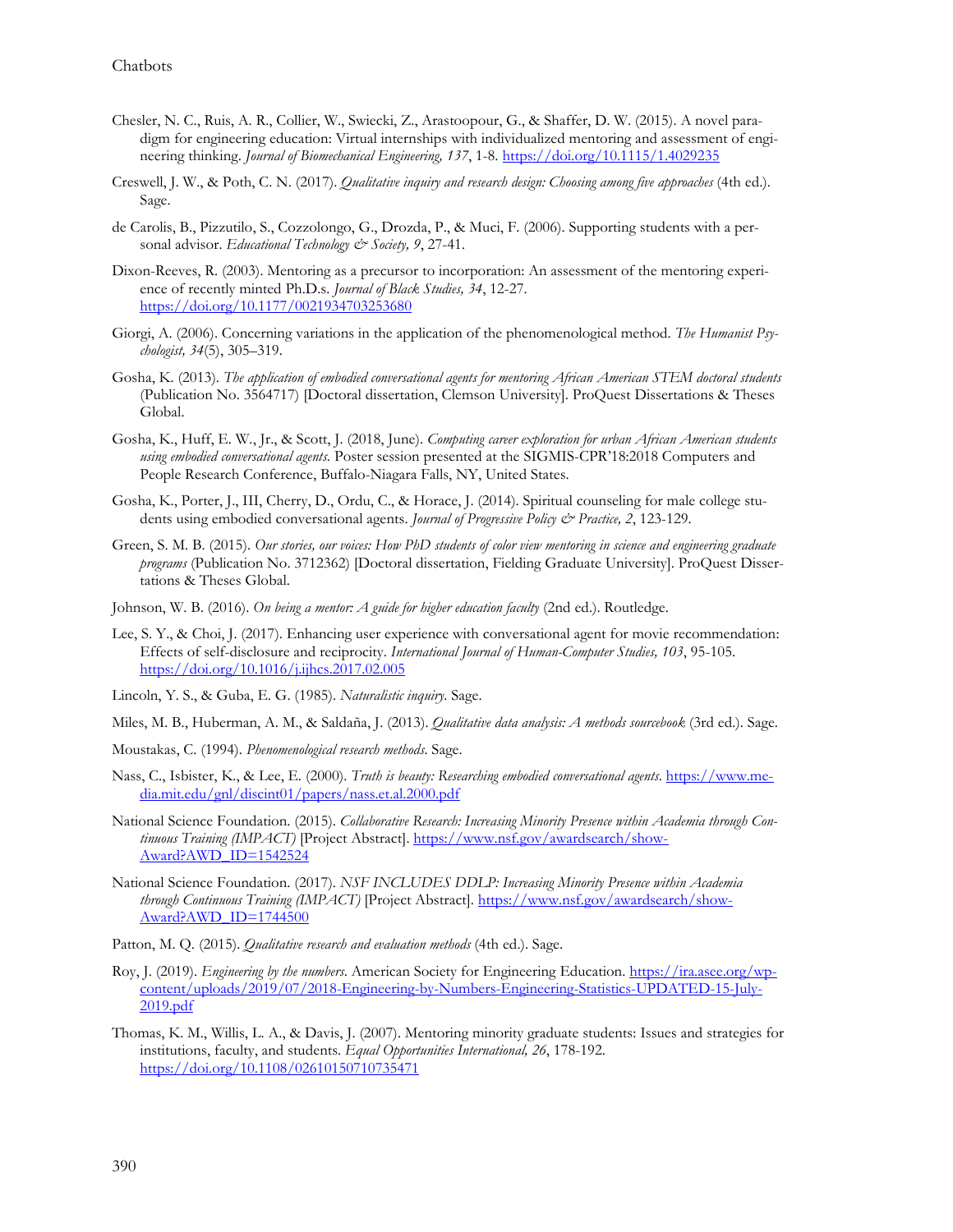Chesler, N. C., Ruis, A. R., Collier, W., Swiecki, Z., Arastoopour, G., & Shaffer, D. W. (2015). A novel paradigm for engineering education: Virtual internships with individualized mentoring and assessment of engineering thinking. *Journal of Biomechanical Engineering, 137*, 1-8. https://doi.org/10.1115/1.4029235

Creswell, J. W., & Poth, C. N. (2017). *Qualitative inquiry and research design: Choosing among five approaches* (4th ed.). Sage.

de Carolis, B., Pizzutilo, S., Cozzolongo, G., Drozda, P., & Muci, F. (2006). Supporting students with a personal advisor. *Educational Technology & Society, 9*, 27-41.

Dixon-Reeves, R. (2003). Mentoring as a precursor to incorporation: An assessment of the mentoring experience of recently minted Ph.D.s. *Journal of Black Studies, 34*, 12-27. https://doi.org/10.1177/0021934703253680

Giorgi, A. (2006). Concerning variations in the application of the phenomenological method. *The Humanist Psychologist, 34*(5), 305–319.

Gosha, K. (2013). *The application of embodied conversational agents for mentoring African American STEM doctoral students* (Publication No. 3564717) [Doctoral dissertation, Clemson University]. ProQuest Dissertations & Theses Global.

Gosha, K., Huff, E. W., Jr., & Scott, J. (2018, June). *Computing career exploration for urban African American students using embodied conversational agents.* Poster session presented at the SIGMIS-CPR'18:2018 Computers and People Research Conference, Buffalo-Niagara Falls, NY, United States.

Gosha, K., Porter, J., III, Cherry, D., Ordu, C., & Horace, J. (2014). Spiritual counseling for male college students using embodied conversational agents. *Journal of Progressive Policy & Practice, 2*, 123-129.

Green, S. M. B. (2015). *Our stories, our voices: How PhD students of color view mentoring in science and engineering graduate programs* (Publication No. 3712362) [Doctoral dissertation, Fielding Graduate University]. ProQuest Dissertations & Theses Global.

Johnson, W. B. (2016). *On being a mentor: A guide for higher education faculty* (2nd ed.). Routledge.

Lee, S. Y., & Choi, J. (2017). Enhancing user experience with conversational agent for movie recommendation: Effects of self-disclosure and reciprocity. *International Journal of Human-Computer Studies, 103*, 95-105. https://doi.org/10.1016/j.ijhcs.2017.02.005

Lincoln, Y. S., & Guba, E. G. (1985). *Naturalistic inquiry.* Sage.

Miles, M. B., Huberman, A. M., & Saldaña, J. (2013). *Qualitative data analysis: A methods sourcebook* (3rd ed.). Sage.

Moustakas, C. (1994). *Phenomenological research methods*. Sage.

Nass, C., Isbister, K., & Lee, E. (2000). *Truth is beauty: Researching embodied conversational agents*. https://www.media.mit.edu/gnl/discint01/papers/nass.et.al.2000.pdf

National Science Foundation. (2015). *Collaborative Research: Increasing Minority Presence within Academia through Continuous Training (IMPACT)* [Project Abstract]. https://www.nsf.gov/awardsearch/showAward?AWD_ID=1542524

National Science Foundation. (2017). *NSF INCLUDES DDLP: Increasing Minority Presence within Academia through Continuous Training (IMPACT)* [Project Abstract]. https://www.nsf.gov/awardsearch/showAward?AWD_ID=1744500

Patton, M. Q. (2015). *Qualitative research and evaluation methods* (4th ed.). Sage.

Roy, J. (2019). *Engineering by the numbers*. American Society for Engineering Education. https://ira.asee.org/wp-content/uploads/2019/07/2018-Engineering-by-Numbers-Engineering-Statistics-UPDATED-15-July-2019.pdf

Thomas, K. M., Willis, L. A., & Davis, J. (2007). Mentoring minority graduate students: Issues and strategies for institutions, faculty, and students. *Equal Opportunities International, 26*, 178-192. https://doi.org/10.1108/02610150710735471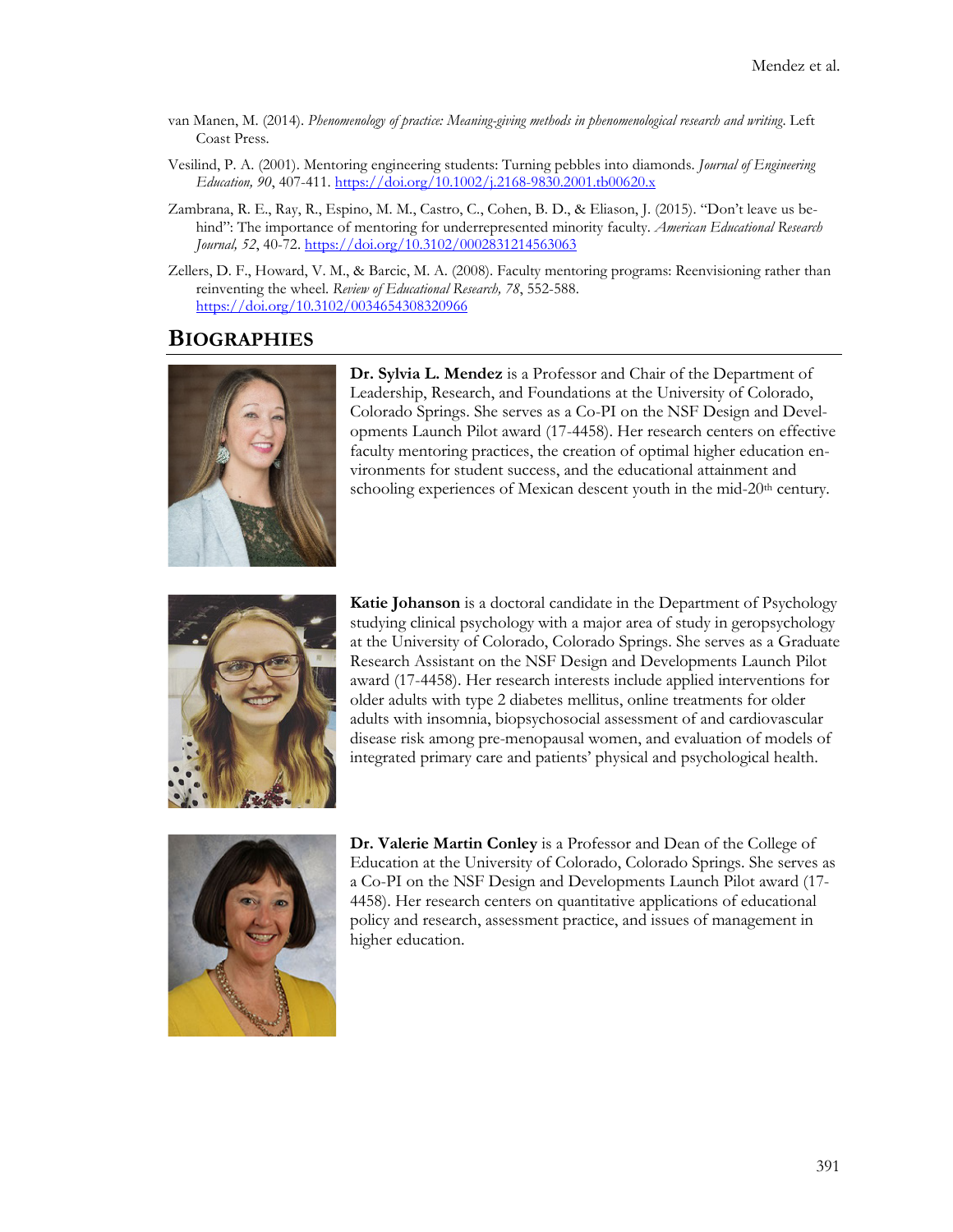van Manen, M. (2014). *Phenomenology of practice: Meaning-giving methods in phenomenological research and writing*. Left Coast Press.

Vesilind, P. A. (2001). Mentoring engineering students: Turning pebbles into diamonds. *Journal of Engineering Education, 90*, 407-411. https://doi.org/10.1002/j.2168-9830.2001.tb00620.x

Zambrana, R. E., Ray, R., Espino, M. M., Castro, C., Cohen, B. D., & Eliason, J. (2015). "Don't leave us behind": The importance of mentoring for underrepresented minority faculty. *American Educational Research Journal, 52*, 40-72. https://doi.org/10.3102/0002831214563063

Zellers, D. F., Howard, V. M., & Barcic, M. A. (2008). Faculty mentoring programs: Reenvisioning rather than reinventing the wheel. *Review of Educational Research, 78*, 552-588. https://doi.org/10.3102/0034654308320966

## BIOGRAPHIES

**Dr. Sylvia L. Mendez** is a Professor and Chair of the Department of Leadership, Research, and Foundations at the University of Colorado, Colorado Springs. She serves as a Co-PI on the NSF Design and Developments Launch Pilot award (17-4458). Her research centers on effective faculty mentoring practices, the creation of optimal higher education environments for student success, and the educational attainment and schooling experiences of Mexican descent youth in the mid-20th century.

**Katie Johanson** is a doctoral candidate in the Department of Psychology studying clinical psychology with a major area of study in geropsychology at the University of Colorado, Colorado Springs. She serves as a Graduate Research Assistant on the NSF Design and Developments Launch Pilot award (17-4458). Her research interests include applied interventions for older adults with type 2 diabetes mellitus, online treatments for older adults with insomnia, biopsychosocial assessment of and cardiovascular disease risk among pre-menopausal women, and evaluation of models of integrated primary care and patients' physical and psychological health.

**Dr. Valerie Martin Conley** is a Professor and Dean of the College of Education at the University of Colorado, Colorado Springs. She serves as a Co-PI on the NSF Design and Developments Launch Pilot award (17-4458). Her research centers on quantitative applications of educational policy and research, assessment practice, and issues of management in higher education.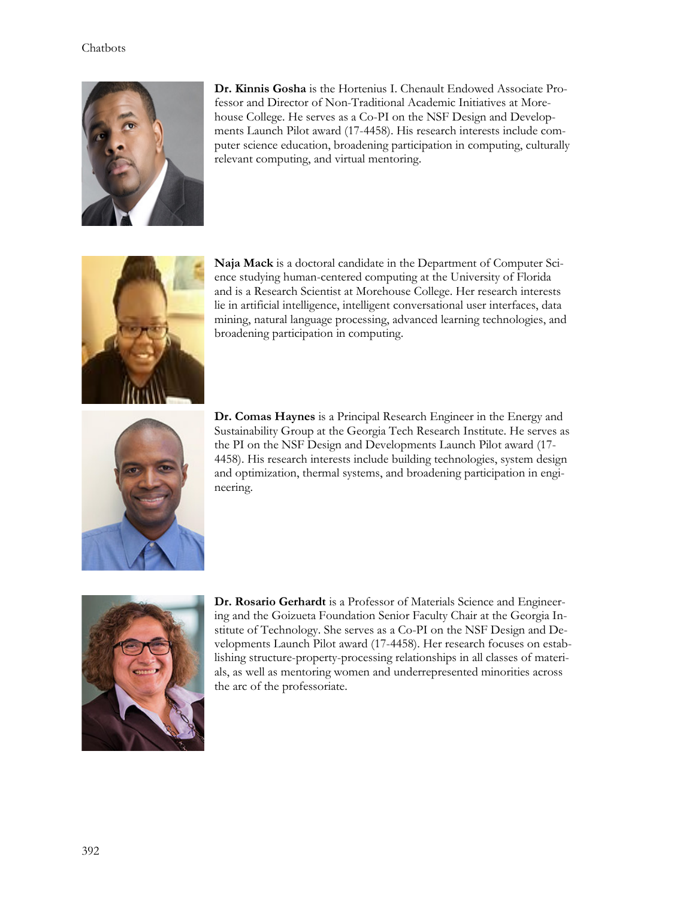**Dr. Kinnis Gosha** is the Hortenius I. Chenault Endowed Associate Professor and Director of Non-Traditional Academic Initiatives at Morehouse College. He serves as a Co-PI on the NSF Design and Developments Launch Pilot award (17-4458). His research interests include computer science education, broadening participation in computing, culturally relevant computing, and virtual mentoring.

**Naja Mack** is a doctoral candidate in the Department of Computer Science studying human-centered computing at the University of Florida and is a Research Scientist at Morehouse College. Her research interests lie in artificial intelligence, intelligent conversational user interfaces, data mining, natural language processing, advanced learning technologies, and broadening participation in computing.

**Dr. Comas Haynes** is a Principal Research Engineer in the Energy and Sustainability Group at the Georgia Tech Research Institute. He serves as the PI on the NSF Design and Developments Launch Pilot award (17-4458). His research interests include building technologies, system design and optimization, thermal systems, and broadening participation in engineering.

**Dr. Rosario Gerhardt** is a Professor of Materials Science and Engineering and the Goizueta Foundation Senior Faculty Chair at the Georgia Institute of Technology. She serves as a Co-PI on the NSF Design and Developments Launch Pilot award (17-4458). Her research focuses on establishing structure-property-processing relationships in all classes of materials, as well as mentoring women and underrepresented minorities across the arc of the professoriate.